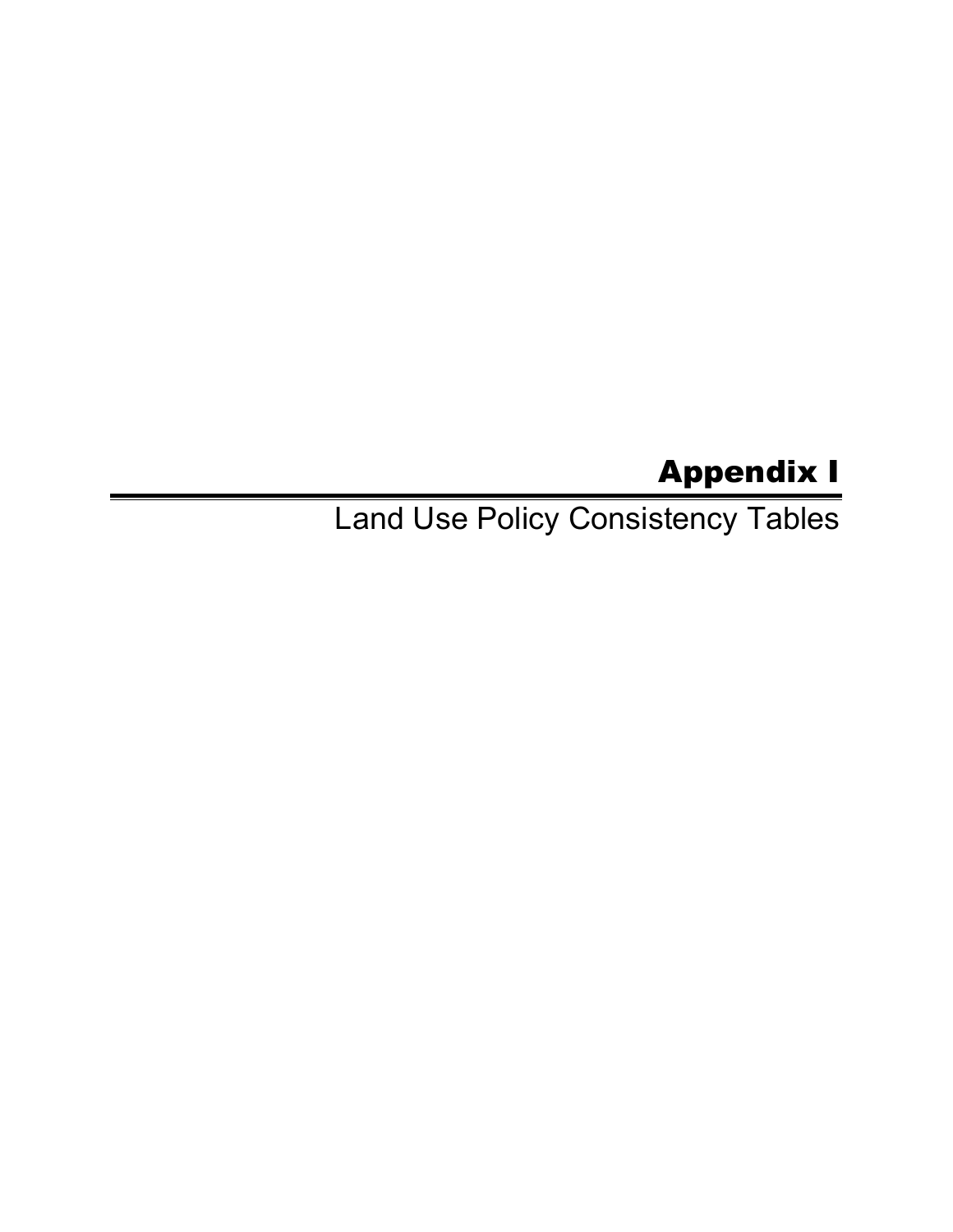# Appendix I

## Land Use Policy Consistency Tables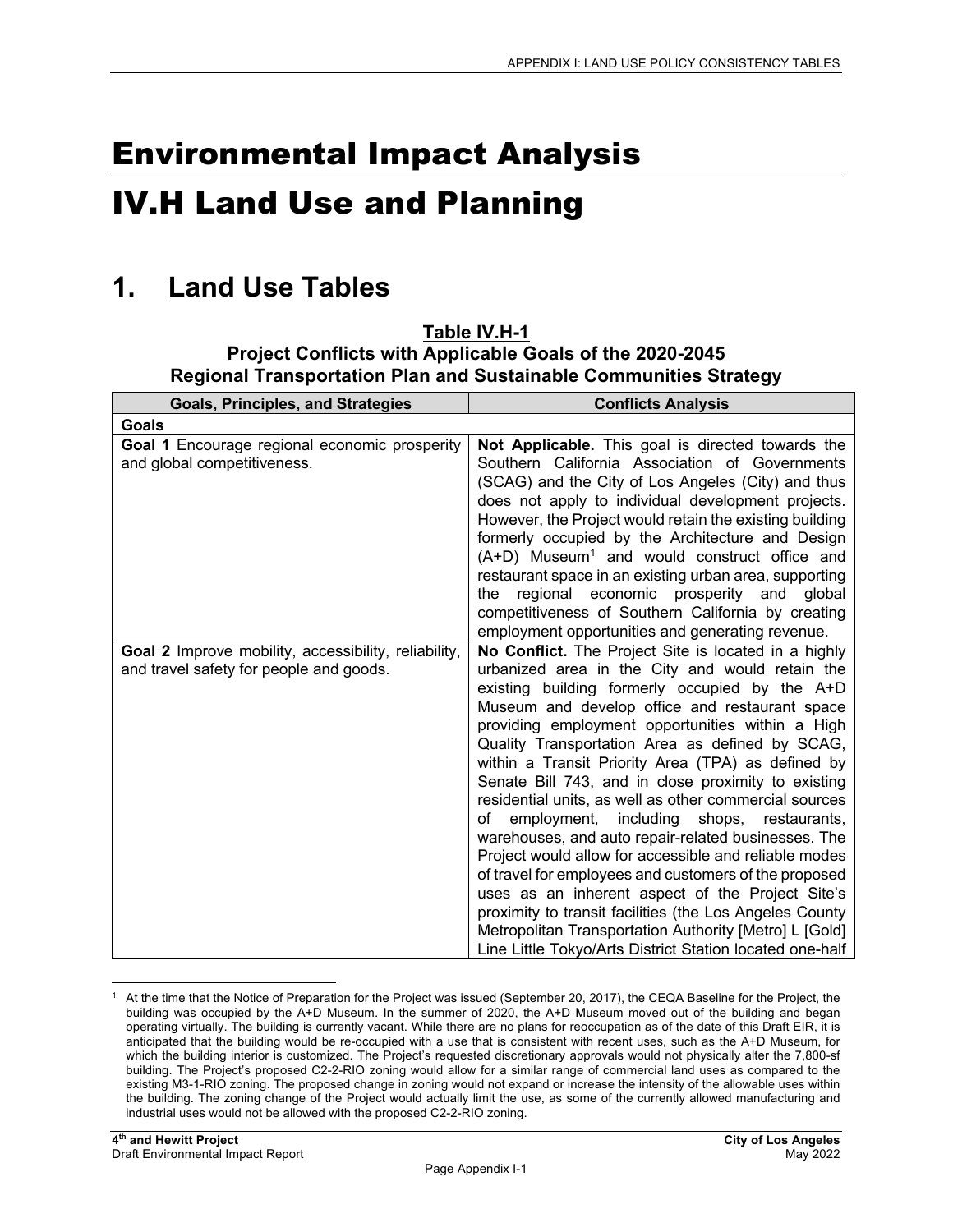# Environmental Impact Analysis

# IV.H Land Use and Planning

## 1. Land Use Tables

**Table IV.H-1**
**Project Conflicts with Applicable Goals of the 2020-2045 Regional Transportation Plan and Sustainable Communities Strategy**

| Goals, Principles, and Strategies | Conflicts Analysis |
|---|---|
| **Goals** | |
| **Goal 1** Encourage regional economic prosperity and global competitiveness. | **Not Applicable.** This goal is directed towards the Southern California Association of Governments (SCAG) and the City of Los Angeles (City) and thus does not apply to individual development projects. However, the Project would retain the existing building formerly occupied by the Architecture and Design (A+D) Museum[1] and would construct office and restaurant space in an existing urban area, supporting the regional economic prosperity and global competitiveness of Southern California by creating employment opportunities and generating revenue. |
| **Goal 2** Improve mobility, accessibility, reliability, and travel safety for people and goods. | **No Conflict.** The Project Site is located in a highly urbanized area in the City and would retain the existing building formerly occupied by the A+D Museum and develop office and restaurant space providing employment opportunities within a High Quality Transportation Area as defined by SCAG, within a Transit Priority Area (TPA) as defined by Senate Bill 743, and in close proximity to existing residential units, as well as other commercial sources of employment, including shops, restaurants, warehouses, and auto repair-related businesses. The Project would allow for accessible and reliable modes of travel for employees and customers of the proposed uses as an inherent aspect of the Project Site's proximity to transit facilities (the Los Angeles County Metropolitan Transportation Authority [Metro] L [Gold] Line Little Tokyo/Arts District Station located one-half |

[1] At the time that the Notice of Preparation for the Project was issued (September 20, 2017), the CEQA Baseline for the Project, the building was occupied by the A+D Museum. In the summer of 2020, the A+D Museum moved out of the building and began operating virtually. The building is currently vacant. While there are no plans for reoccupation as of the date of this Draft EIR, it is anticipated that the building would be re-occupied with a use that is consistent with recent uses, such as the A+D Museum, for which the building interior is customized. The Project's requested discretionary approvals would not physically alter the 7,800-sf building. The Project's proposed C2-2-RIO zoning would allow for a similar range of commercial land uses as compared to the existing M3-1-RIO zoning. The proposed change in zoning would not expand or increase the intensity of the allowable uses within the building. The zoning change of the Project would actually limit the use, as some of the currently allowed manufacturing and industrial uses would not be allowed with the proposed C2-2-RIO zoning.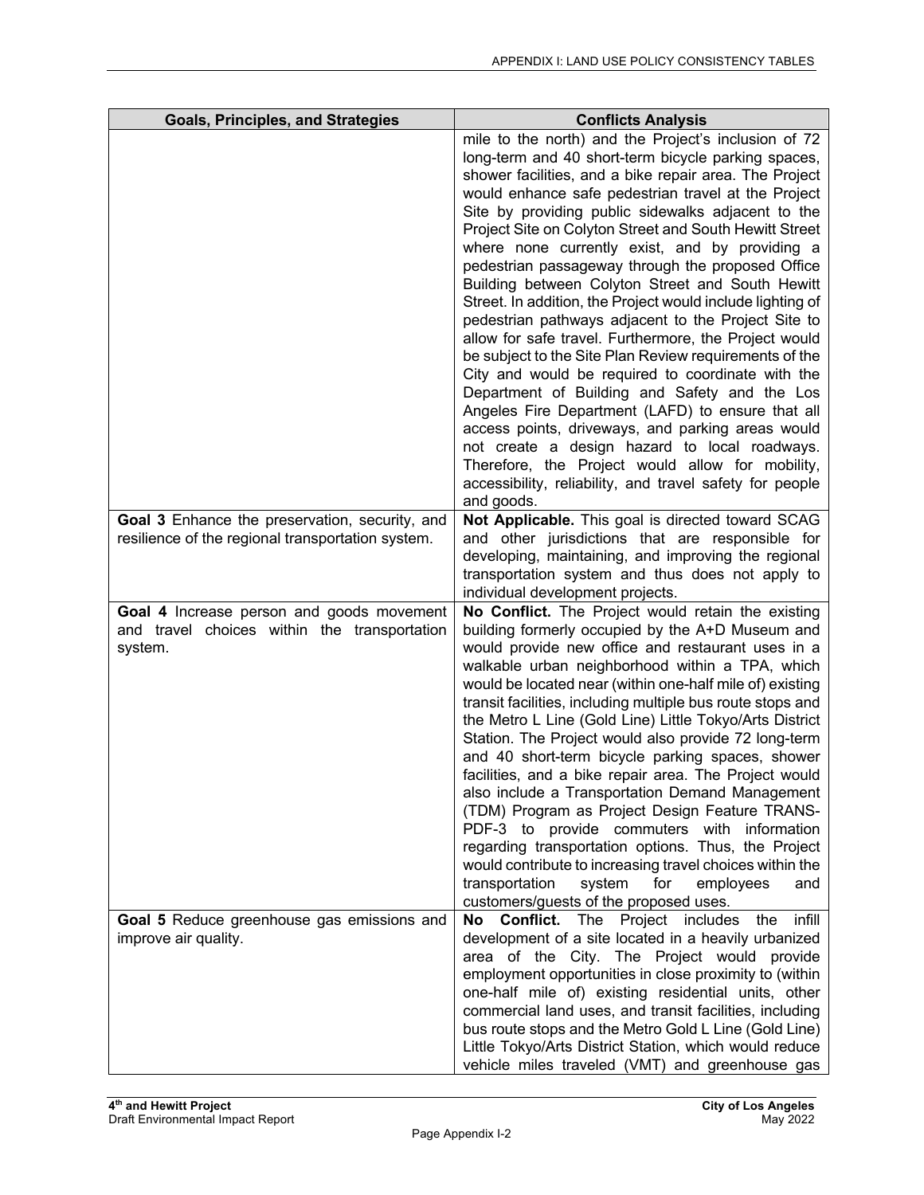| Goals, Principles, and Strategies | Conflicts Analysis |
|---|---|
| | mile to the north) and the Project's inclusion of 72 long-term and 40 short-term bicycle parking spaces, shower facilities, and a bike repair area. The Project would enhance safe pedestrian travel at the Project Site by providing public sidewalks adjacent to the Project Site on Colyton Street and South Hewitt Street where none currently exist, and by providing a pedestrian passageway through the proposed Office Building between Colyton Street and South Hewitt Street. In addition, the Project would include lighting of pedestrian pathways adjacent to the Project Site to allow for safe travel. Furthermore, the Project would be subject to the Site Plan Review requirements of the City and would be required to coordinate with the Department of Building and Safety and the Los Angeles Fire Department (LAFD) to ensure that all access points, driveways, and parking areas would not create a design hazard to local roadways. Therefore, the Project would allow for mobility, accessibility, reliability, and travel safety for people and goods. |
| **Goal 3** Enhance the preservation, security, and resilience of the regional transportation system. | **Not Applicable.** This goal is directed toward SCAG and other jurisdictions that are responsible for developing, maintaining, and improving the regional transportation system and thus does not apply to individual development projects. |
| **Goal 4** Increase person and goods movement and travel choices within the transportation system. | **No Conflict.** The Project would retain the existing building formerly occupied by the A+D Museum and would provide new office and restaurant uses in a walkable urban neighborhood within a TPA, which would be located near (within one-half mile of) existing transit facilities, including multiple bus route stops and the Metro L Line (Gold Line) Little Tokyo/Arts District Station. The Project would also provide 72 long-term and 40 short-term bicycle parking spaces, shower facilities, and a bike repair area. The Project would also include a Transportation Demand Management (TDM) Program as Project Design Feature TRANS-PDF-3 to provide commuters with information regarding transportation options. Thus, the Project would contribute to increasing travel choices within the transportation system for employees and customers/guests of the proposed uses. |
| **Goal 5** Reduce greenhouse gas emissions and improve air quality. | **No Conflict.** The Project includes the infill development of a site located in a heavily urbanized area of the City. The Project would provide employment opportunities in close proximity to (within one-half mile of) existing residential units, other commercial land uses, and transit facilities, including bus route stops and the Metro Gold L Line (Gold Line) Little Tokyo/Arts District Station, which would reduce vehicle miles traveled (VMT) and greenhouse gas |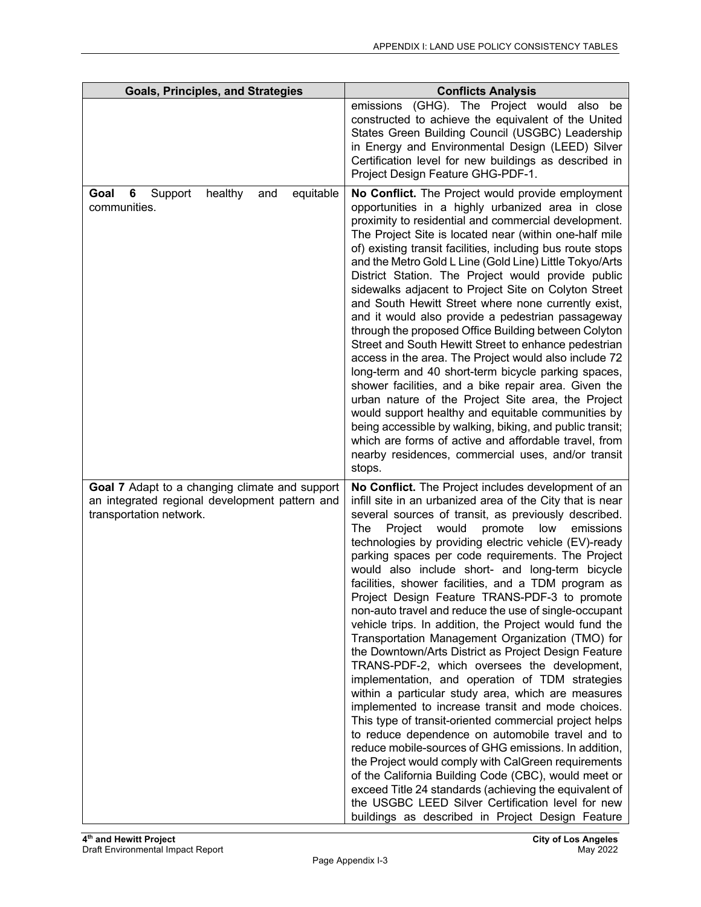| Goals, Principles, and Strategies | Conflicts Analysis |
|---|---|
| | emissions (GHG). The Project would also be constructed to achieve the equivalent of the United States Green Building Council (USGBC) Leadership in Energy and Environmental Design (LEED) Silver Certification level for new buildings as described in Project Design Feature GHG-PDF-1. |
| **Goal 6** Support healthy and equitable communities. | **No Conflict.** The Project would provide employment opportunities in a highly urbanized area in close proximity to residential and commercial development. The Project Site is located near (within one-half mile of) existing transit facilities, including bus route stops and the Metro Gold L Line (Gold Line) Little Tokyo/Arts District Station. The Project would provide public sidewalks adjacent to Project Site on Colyton Street and South Hewitt Street where none currently exist, and it would also provide a pedestrian passageway through the proposed Office Building between Colyton Street and South Hewitt Street to enhance pedestrian access in the area. The Project would also include 72 long-term and 40 short-term bicycle parking spaces, shower facilities, and a bike repair area. Given the urban nature of the Project Site area, the Project would support healthy and equitable communities by being accessible by walking, biking, and public transit; which are forms of active and affordable travel, from nearby residences, commercial uses, and/or transit stops. |
| **Goal 7** Adapt to a changing climate and support an integrated regional development pattern and transportation network. | **No Conflict.** The Project includes development of an infill site in an urbanized area of the City that is near several sources of transit, as previously described. The Project would promote low emissions technologies by providing electric vehicle (EV)-ready parking spaces per code requirements. The Project would also include short- and long-term bicycle facilities, shower facilities, and a TDM program as Project Design Feature TRANS-PDF-3 to promote non-auto travel and reduce the use of single-occupant vehicle trips. In addition, the Project would fund the Transportation Management Organization (TMO) for the Downtown/Arts District as Project Design Feature TRANS-PDF-2, which oversees the development, implementation, and operation of TDM strategies within a particular study area, which are measures implemented to increase transit and mode choices. This type of transit-oriented commercial project helps to reduce dependence on automobile travel and to reduce mobile-sources of GHG emissions. In addition, the Project would comply with CalGreen requirements of the California Building Code (CBC), would meet or exceed Title 24 standards (achieving the equivalent of the USGBC LEED Silver Certification level for new buildings as described in Project Design Feature |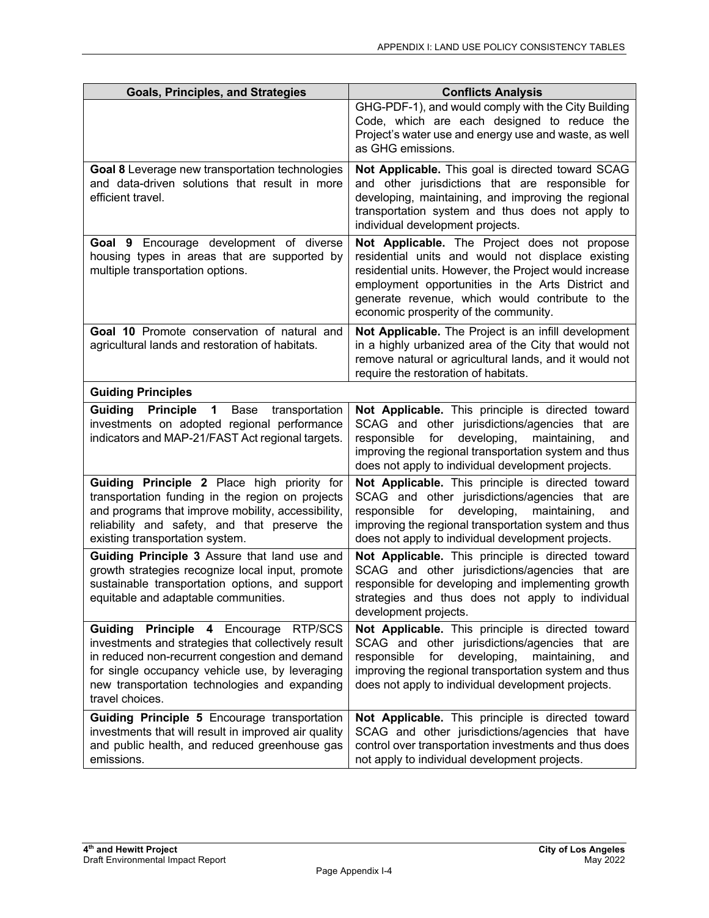| Goals, Principles, and Strategies | Conflicts Analysis |
|---|---|
| | GHG-PDF-1), and would comply with the City Building Code, which are each designed to reduce the Project's water use and energy use and waste, as well as GHG emissions. |
| **Goal 8** Leverage new transportation technologies and data-driven solutions that result in more efficient travel. | **Not Applicable.** This goal is directed toward SCAG and other jurisdictions that are responsible for developing, maintaining, and improving the regional transportation system and thus does not apply to individual development projects. |
| **Goal 9** Encourage development of diverse housing types in areas that are supported by multiple transportation options. | **Not Applicable.** The Project does not propose residential units and would not displace existing residential units. However, the Project would increase employment opportunities in the Arts District and generate revenue, which would contribute to the economic prosperity of the community. |
| **Goal 10** Promote conservation of natural and agricultural lands and restoration of habitats. | **Not Applicable.** The Project is an infill development in a highly urbanized area of the City that would not remove natural or agricultural lands, and it would not require the restoration of habitats. |
| **Guiding Principles** | |
| **Guiding Principle 1** Base transportation investments on adopted regional performance indicators and MAP-21/FAST Act regional targets. | **Not Applicable.** This principle is directed toward SCAG and other jurisdictions/agencies that are responsible for developing, maintaining, and improving the regional transportation system and thus does not apply to individual development projects. |
| **Guiding Principle 2** Place high priority for transportation funding in the region on projects and programs that improve mobility, accessibility, reliability and safety, and that preserve the existing transportation system. | **Not Applicable.** This principle is directed toward SCAG and other jurisdictions/agencies that are responsible for developing, maintaining, and improving the regional transportation system and thus does not apply to individual development projects. |
| **Guiding Principle 3** Assure that land use and growth strategies recognize local input, promote sustainable transportation options, and support equitable and adaptable communities. | **Not Applicable.** This principle is directed toward SCAG and other jurisdictions/agencies that are responsible for developing and implementing growth strategies and thus does not apply to individual development projects. |
| **Guiding Principle 4** Encourage RTP/SCS investments and strategies that collectively result in reduced non-recurrent congestion and demand for single occupancy vehicle use, by leveraging new transportation technologies and expanding travel choices. | **Not Applicable.** This principle is directed toward SCAG and other jurisdictions/agencies that are responsible for developing, maintaining, and improving the regional transportation system and thus does not apply to individual development projects. |
| **Guiding Principle 5** Encourage transportation investments that will result in improved air quality and public health, and reduced greenhouse gas emissions. | **Not Applicable.** This principle is directed toward SCAG and other jurisdictions/agencies that have control over transportation investments and thus does not apply to individual development projects. |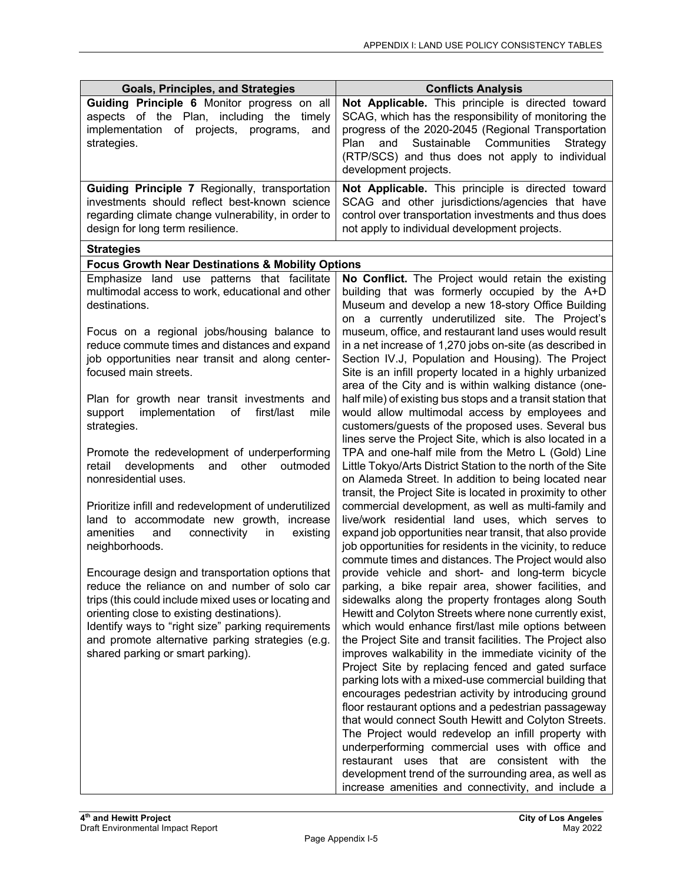| Goals, Principles, and Strategies | Conflicts Analysis |
|---|---|
| **Guiding Principle 6** Monitor progress on all aspects of the Plan, including the timely implementation of projects, programs, and strategies. | **Not Applicable.** This principle is directed toward SCAG, which has the responsibility of monitoring the progress of the 2020-2045 (Regional Transportation Plan and Sustainable Communities Strategy (RTP/SCS) and thus does not apply to individual development projects. |
| **Guiding Principle 7** Regionally, transportation investments should reflect best-known science regarding climate change vulnerability, in order to design for long term resilience. | **Not Applicable.** This principle is directed toward SCAG and other jurisdictions/agencies that have control over transportation investments and thus does not apply to individual development projects. |
| **Strategies** | |
| **Focus Growth Near Destinations & Mobility Options** | |
| Emphasize land use patterns that facilitate multimodal access to work, educational and other destinations.<br><br>Focus on a regional jobs/housing balance to reduce commute times and distances and expand job opportunities near transit and along center-focused main streets.<br><br>Plan for growth near transit investments and support implementation of first/last mile strategies.<br><br>Promote the redevelopment of underperforming retail developments and other outmoded nonresidential uses.<br><br>Prioritize infill and redevelopment of underutilized land to accommodate new growth, increase amenities and connectivity in existing neighborhoods.<br><br>Encourage design and transportation options that reduce the reliance on and number of solo car trips (this could include mixed uses or locating and orienting close to existing destinations).<br>Identify ways to "right size" parking requirements and promote alternative parking strategies (e.g. shared parking or smart parking). | **No Conflict.** The Project would retain the existing building that was formerly occupied by the A+D Museum and develop a new 18-story Office Building on a currently underutilized site. The Project's museum, office, and restaurant land uses would result in a net increase of 1,270 jobs on-site (as described in Section IV.J, Population and Housing). The Project Site is an infill property located in a highly urbanized area of the City and is within walking distance (one-half mile) of existing bus stops and a transit station that would allow multimodal access by employees and customers/guests of the proposed uses. Several bus lines serve the Project Site, which is also located in a TPA and one-half mile from the Metro L (Gold) Line Little Tokyo/Arts District Station to the north of the Site on Alameda Street. In addition to being located near transit, the Project Site is located in proximity to other commercial development, as well as multi-family and live/work residential land uses, which serves to expand job opportunities near transit, that also provide job opportunities for residents in the vicinity, to reduce commute times and distances. The Project would also provide vehicle and short- and long-term bicycle parking, a bike repair area, shower facilities, and sidewalks along the property frontages along South Hewitt and Colyton Streets where none currently exist, which would enhance first/last mile options between the Project Site and transit facilities. The Project also improves walkability in the immediate vicinity of the Project Site by replacing fenced and gated surface parking lots with a mixed-use commercial building that encourages pedestrian activity by introducing ground floor restaurant options and a pedestrian passageway that would connect South Hewitt and Colyton Streets. The Project would redevelop an infill property with underperforming commercial uses with office and restaurant uses that are consistent with the development trend of the surrounding area, as well as increase amenities and connectivity, and include a |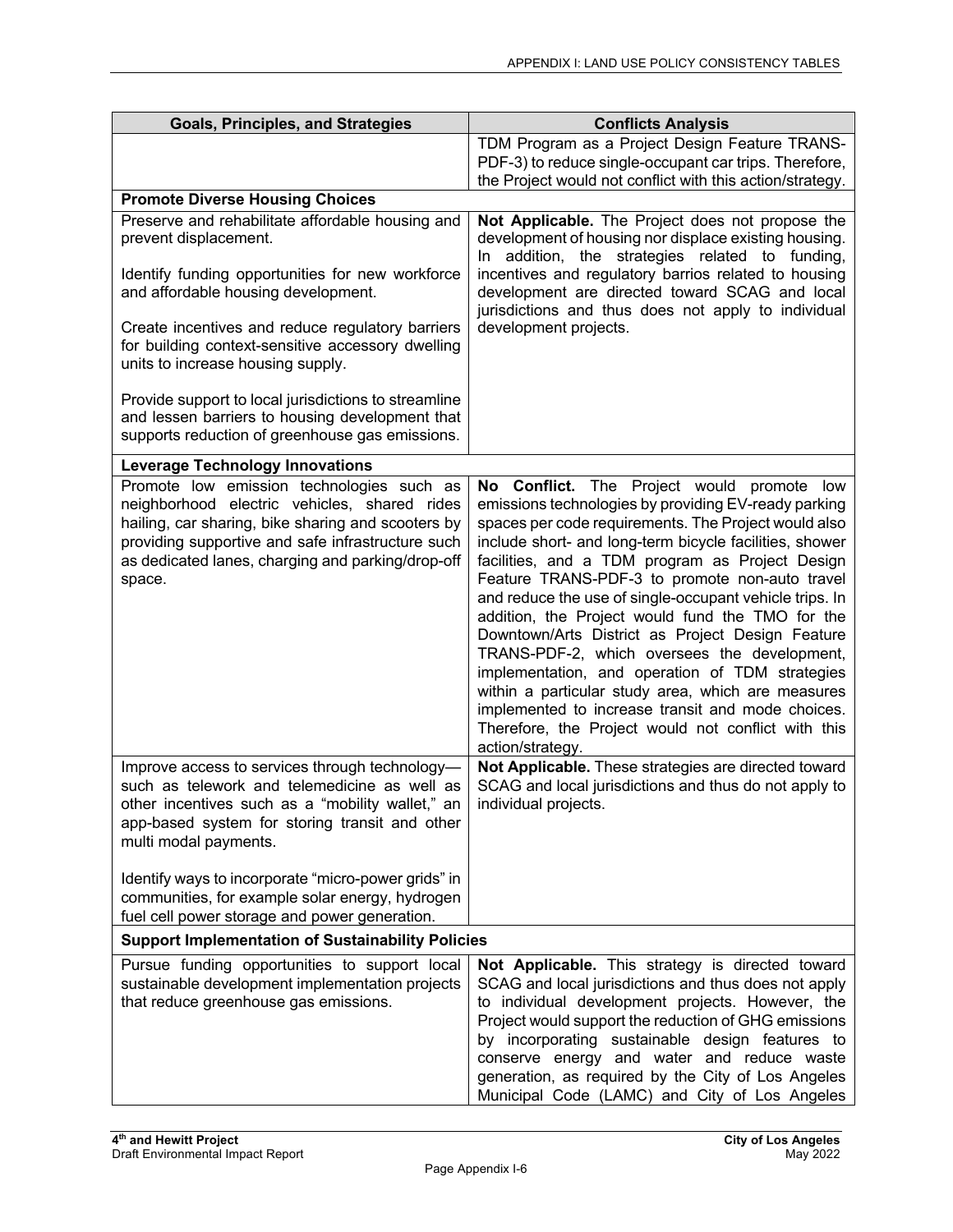| Goals, Principles, and Strategies | Conflicts Analysis |
|---|---|
| | TDM Program as a Project Design Feature TRANS-PDF-3) to reduce single-occupant car trips. Therefore, the Project would not conflict with this action/strategy. |
| **Promote Diverse Housing Choices** | |
| Preserve and rehabilitate affordable housing and prevent displacement.<br><br>Identify funding opportunities for new workforce and affordable housing development.<br><br>Create incentives and reduce regulatory barriers for building context-sensitive accessory dwelling units to increase housing supply.<br><br>Provide support to local jurisdictions to streamline and lessen barriers to housing development that supports reduction of greenhouse gas emissions. | **Not Applicable.** The Project does not propose the development of housing nor displace existing housing. In addition, the strategies related to funding, incentives and regulatory barrios related to housing development are directed toward SCAG and local jurisdictions and thus does not apply to individual development projects. |
| **Leverage Technology Innovations** | |
| Promote low emission technologies such as neighborhood electric vehicles, shared rides hailing, car sharing, bike sharing and scooters by providing supportive and safe infrastructure such as dedicated lanes, charging and parking/drop-off space. | **No Conflict.** The Project would promote low emissions technologies by providing EV-ready parking spaces per code requirements. The Project would also include short- and long-term bicycle facilities, shower facilities, and a TDM program as Project Design Feature TRANS-PDF-3 to promote non-auto travel and reduce the use of single-occupant vehicle trips. In addition, the Project would fund the TMO for the Downtown/Arts District as Project Design Feature TRANS-PDF-2, which oversees the development, implementation, and operation of TDM strategies within a particular study area, which are measures implemented to increase transit and mode choices. Therefore, the Project would not conflict with this action/strategy. |
| Improve access to services through technology—such as telework and telemedicine as well as other incentives such as a "mobility wallet," an app-based system for storing transit and other multi modal payments.<br><br>Identify ways to incorporate "micro-power grids" in communities, for example solar energy, hydrogen fuel cell power storage and power generation. | **Not Applicable.** These strategies are directed toward SCAG and local jurisdictions and thus do not apply to individual projects. |
| **Support Implementation of Sustainability Policies** | |
| Pursue funding opportunities to support local sustainable development implementation projects that reduce greenhouse gas emissions. | **Not Applicable.** This strategy is directed toward SCAG and local jurisdictions and thus does not apply to individual development projects. However, the Project would support the reduction of GHG emissions by incorporating sustainable design features to conserve energy and water and reduce waste generation, as required by the City of Los Angeles Municipal Code (LAMC) and City of Los Angeles |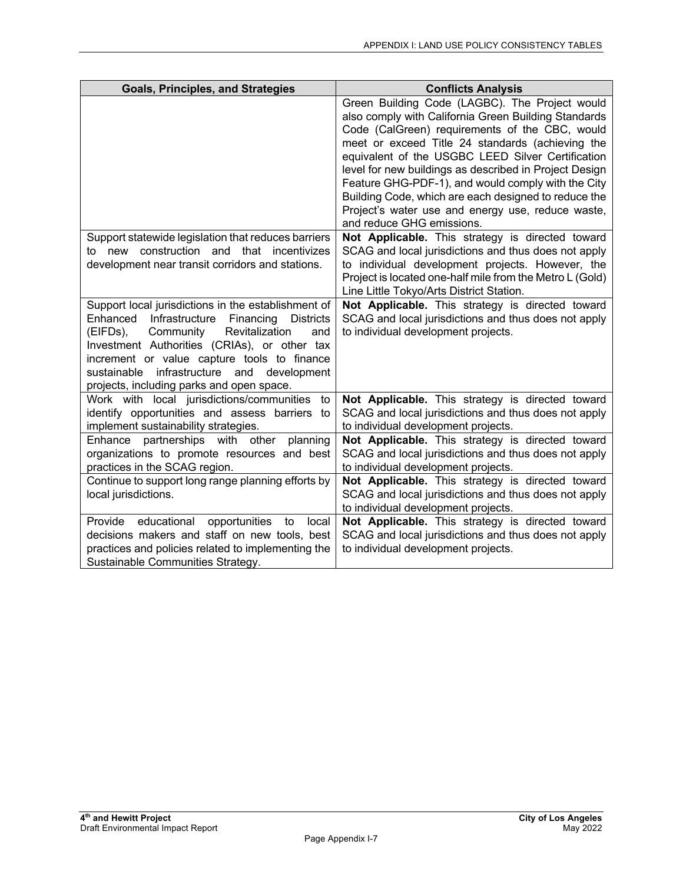| Goals, Principles, and Strategies | Conflicts Analysis |
|---|---|
| | Green Building Code (LAGBC). The Project would also comply with California Green Building Standards Code (CalGreen) requirements of the CBC, would meet or exceed Title 24 standards (achieving the equivalent of the USGBC LEED Silver Certification level for new buildings as described in Project Design Feature GHG-PDF-1), and would comply with the City Building Code, which are each designed to reduce the Project's water use and energy use, reduce waste, and reduce GHG emissions. |
| Support statewide legislation that reduces barriers to new construction and that incentivizes development near transit corridors and stations. | **Not Applicable.** This strategy is directed toward SCAG and local jurisdictions and thus does not apply to individual development projects. However, the Project is located one-half mile from the Metro L (Gold) Line Little Tokyo/Arts District Station. |
| Support local jurisdictions in the establishment of Enhanced Infrastructure Financing Districts (EIFDs), Community Revitalization and Investment Authorities (CRIAs), or other tax increment or value capture tools to finance sustainable infrastructure and development projects, including parks and open space. | **Not Applicable.** This strategy is directed toward SCAG and local jurisdictions and thus does not apply to individual development projects. |
| Work with local jurisdictions/communities to identify opportunities and assess barriers to implement sustainability strategies. | **Not Applicable.** This strategy is directed toward SCAG and local jurisdictions and thus does not apply to individual development projects. |
| Enhance partnerships with other planning organizations to promote resources and best practices in the SCAG region. | **Not Applicable.** This strategy is directed toward SCAG and local jurisdictions and thus does not apply to individual development projects. |
| Continue to support long range planning efforts by local jurisdictions. | **Not Applicable.** This strategy is directed toward SCAG and local jurisdictions and thus does not apply to individual development projects. |
| Provide educational opportunities to local decisions makers and staff on new tools, best practices and policies related to implementing the Sustainable Communities Strategy. | **Not Applicable.** This strategy is directed toward SCAG and local jurisdictions and thus does not apply to individual development projects. |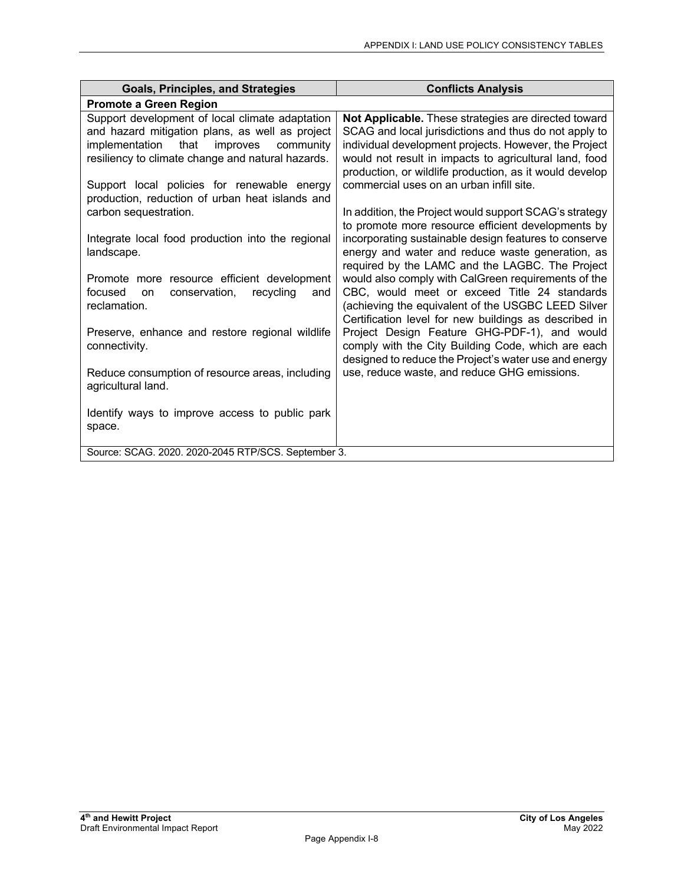| Goals, Principles, and Strategies | Conflicts Analysis |
|---|---|
| **Promote a Green Region** | |
| Support development of local climate adaptation and hazard mitigation plans, as well as project implementation that improves community resiliency to climate change and natural hazards.<br><br>Support local policies for renewable energy production, reduction of urban heat islands and carbon sequestration.<br><br>Integrate local food production into the regional landscape.<br><br>Promote more resource efficient development focused on conservation, recycling and reclamation.<br><br>Preserve, enhance and restore regional wildlife connectivity.<br><br>Reduce consumption of resource areas, including agricultural land.<br><br>Identify ways to improve access to public park space. | **Not Applicable.** These strategies are directed toward SCAG and local jurisdictions and thus do not apply to individual development projects. However, the Project would not result in impacts to agricultural land, food production, or wildlife production, as it would develop commercial uses on an urban infill site.<br><br>In addition, the Project would support SCAG's strategy to promote more resource efficient developments by incorporating sustainable design features to conserve energy and water and reduce waste generation, as required by the LAMC and the LAGBC. The Project would also comply with CalGreen requirements of the CBC, would meet or exceed Title 24 standards (achieving the equivalent of the USGBC LEED Silver Certification level for new buildings as described in Project Design Feature GHG-PDF-1), and would comply with the City Building Code, which are each designed to reduce the Project's water use and energy use, reduce waste, and reduce GHG emissions. |

Source: SCAG. 2020. 2020-2045 RTP/SCS. September 3.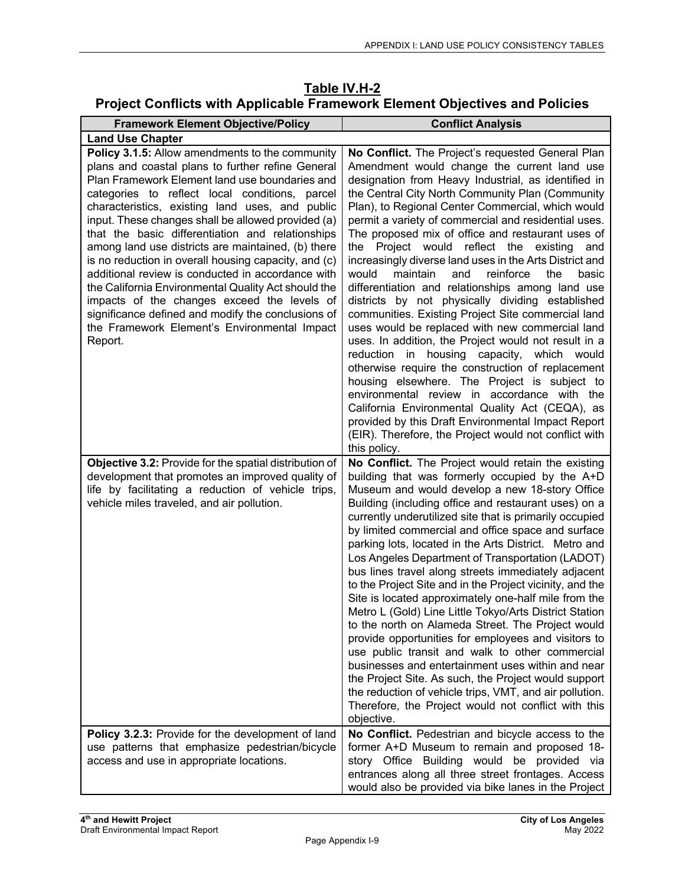**Table IV.H-2**
**Project Conflicts with Applicable Framework Element Objectives and Policies**

| Framework Element Objective/Policy | Conflict Analysis |
|---|---|
| **Land Use Chapter** | |
| **Policy 3.1.5:** Allow amendments to the community plans and coastal plans to further refine General Plan Framework Element land use boundaries and categories to reflect local conditions, parcel characteristics, existing land uses, and public input. These changes shall be allowed provided (a) that the basic differentiation and relationships among land use districts are maintained, (b) there is no reduction in overall housing capacity, and (c) additional review is conducted in accordance with the California Environmental Quality Act should the impacts of the changes exceed the levels of significance defined and modify the conclusions of the Framework Element's Environmental Impact Report. | **No Conflict.** The Project's requested General Plan Amendment would change the current land use designation from Heavy Industrial, as identified in the Central City North Community Plan (Community Plan), to Regional Center Commercial, which would permit a variety of commercial and residential uses. The proposed mix of office and restaurant uses of the Project would reflect the existing and increasingly diverse land uses in the Arts District and would maintain and reinforce the basic differentiation and relationships among land use districts by not physically dividing established communities. Existing Project Site commercial land uses would be replaced with new commercial land uses. In addition, the Project would not result in a reduction in housing capacity, which would otherwise require the construction of replacement housing elsewhere. The Project is subject to environmental review in accordance with the California Environmental Quality Act (CEQA), as provided by this Draft Environmental Impact Report (EIR). Therefore, the Project would not conflict with this policy. |
| **Objective 3.2:** Provide for the spatial distribution of development that promotes an improved quality of life by facilitating a reduction of vehicle trips, vehicle miles traveled, and air pollution. | **No Conflict.** The Project would retain the existing building that was formerly occupied by the A+D Museum and would develop a new 18-story Office Building (including office and restaurant uses) on a currently underutilized site that is primarily occupied by limited commercial and office space and surface parking lots, located in the Arts District. Metro and Los Angeles Department of Transportation (LADOT) bus lines travel along streets immediately adjacent to the Project Site and in the Project vicinity, and the Site is located approximately one-half mile from the Metro L (Gold) Line Little Tokyo/Arts District Station to the north on Alameda Street. The Project would provide opportunities for employees and visitors to use public transit and walk to other commercial businesses and entertainment uses within and near the Project Site. As such, the Project would support the reduction of vehicle trips, VMT, and air pollution. Therefore, the Project would not conflict with this objective. |
| **Policy 3.2.3:** Provide for the development of land use patterns that emphasize pedestrian/bicycle access and use in appropriate locations. | **No Conflict.** Pedestrian and bicycle access to the former A+D Museum to remain and proposed 18-story Office Building would be provided via entrances along all three street frontages. Access would also be provided via bike lanes in the Project |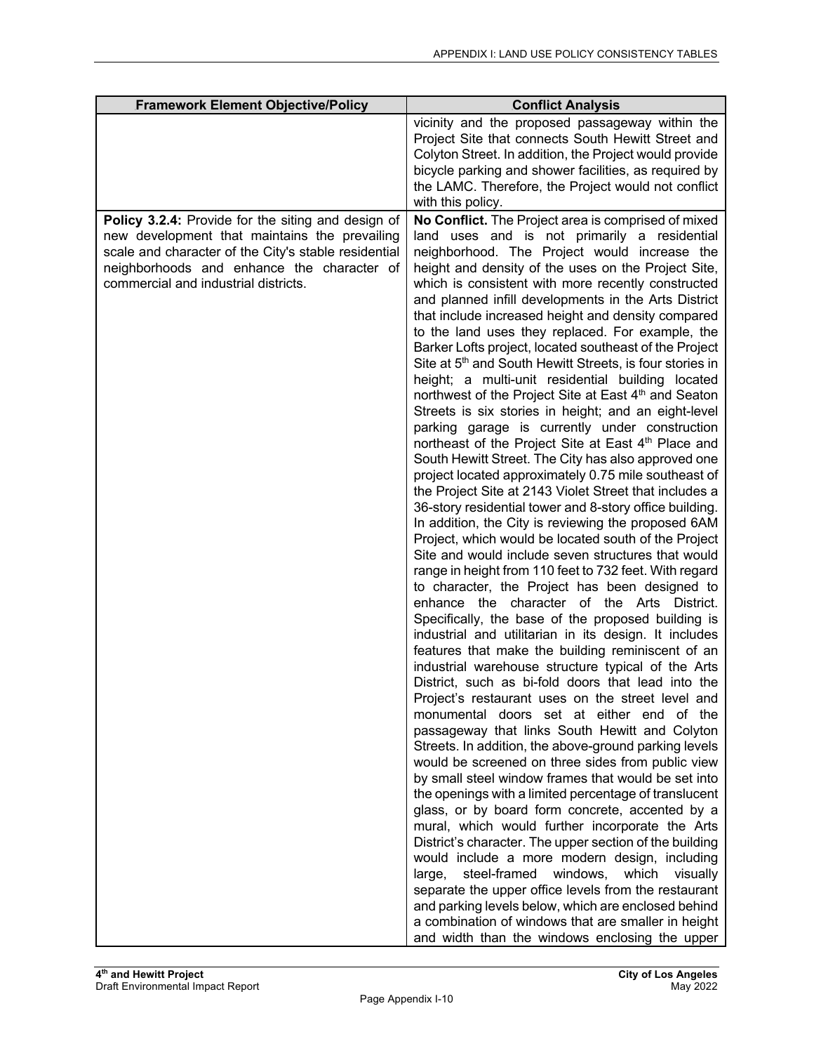| Framework Element Objective/Policy | Conflict Analysis |
| --- | --- |
| | vicinity and the proposed passageway within the Project Site that connects South Hewitt Street and Colyton Street. In addition, the Project would provide bicycle parking and shower facilities, as required by the LAMC. Therefore, the Project would not conflict with this policy. |
| **Policy 3.2.4:** Provide for the siting and design of new development that maintains the prevailing scale and character of the City's stable residential neighborhoods and enhance the character of commercial and industrial districts. | **No Conflict.** The Project area is comprised of mixed land uses and is not primarily a residential neighborhood. The Project would increase the height and density of the uses on the Project Site, which is consistent with more recently constructed and planned infill developments in the Arts District that include increased height and density compared to the land uses they replaced. For example, the Barker Lofts project, located southeast of the Project Site at 5th and South Hewitt Streets, is four stories in height; a multi-unit residential building located northwest of the Project Site at East 4th and Seaton Streets is six stories in height; and an eight-level parking garage is currently under construction northeast of the Project Site at East 4th Place and South Hewitt Street. The City has also approved one project located approximately 0.75 mile southeast of the Project Site at 2143 Violet Street that includes a 36-story residential tower and 8-story office building. In addition, the City is reviewing the proposed 6AM Project, which would be located south of the Project Site and would include seven structures that would range in height from 110 feet to 732 feet. With regard to character, the Project has been designed to enhance the character of the Arts District. Specifically, the base of the proposed building is industrial and utilitarian in its design. It includes features that make the building reminiscent of an industrial warehouse structure typical of the Arts District, such as bi-fold doors that lead into the Project's restaurant uses on the street level and monumental doors set at either end of the passageway that links South Hewitt and Colyton Streets. In addition, the above-ground parking levels would be screened on three sides from public view by small steel window frames that would be set into the openings with a limited percentage of translucent glass, or by board form concrete, accented by a mural, which would further incorporate the Arts District's character. The upper section of the building would include a more modern design, including large, steel-framed windows, which visually separate the upper office levels from the restaurant and parking levels below, which are enclosed behind a combination of windows that are smaller in height and width than the windows enclosing the upper |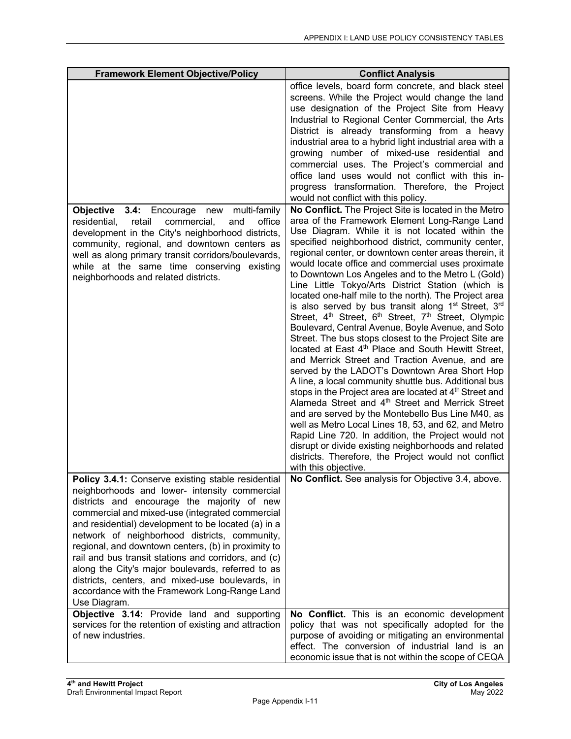| Framework Element Objective/Policy | Conflict Analysis |
|---|---|
| | office levels, board form concrete, and black steel screens. While the Project would change the land use designation of the Project Site from Heavy Industrial to Regional Center Commercial, the Arts District is already transforming from a heavy industrial area to a hybrid light industrial area with a growing number of mixed-use residential and commercial uses. The Project's commercial and office land uses would not conflict with this in-progress transformation. Therefore, the Project would not conflict with this policy. |
| **Objective 3.4:** Encourage new multi-family residential, retail commercial, and office development in the City's neighborhood districts, community, regional, and downtown centers as well as along primary transit corridors/boulevards, while at the same time conserving existing neighborhoods and related districts. | **No Conflict.** The Project Site is located in the Metro area of the Framework Element Long-Range Land Use Diagram. While it is not located within the specified neighborhood district, community center, regional center, or downtown center areas therein, it would locate office and commercial uses proximate to Downtown Los Angeles and to the Metro L (Gold) Line Little Tokyo/Arts District Station (which is located one-half mile to the north). The Project area is also served by bus transit along 1st Street, 3rd Street, 4th Street, 6th Street, 7th Street, Olympic Boulevard, Central Avenue, Boyle Avenue, and Soto Street. The bus stops closest to the Project Site are located at East 4th Place and South Hewitt Street, and Merrick Street and Traction Avenue, and are served by the LADOT's Downtown Area Short Hop A line, a local community shuttle bus. Additional bus stops in the Project area are located at 4th Street and Alameda Street and 4th Street and Merrick Street and are served by the Montebello Bus Line M40, as well as Metro Local Lines 18, 53, and 62, and Metro Rapid Line 720. In addition, the Project would not disrupt or divide existing neighborhoods and related districts. Therefore, the Project would not conflict with this objective. |
| **Policy 3.4.1:** Conserve existing stable residential neighborhoods and lower- intensity commercial districts and encourage the majority of new commercial and mixed-use (integrated commercial and residential) development to be located (a) in a network of neighborhood districts, community, regional, and downtown centers, (b) in proximity to rail and bus transit stations and corridors, and (c) along the City's major boulevards, referred to as districts, centers, and mixed-use boulevards, in accordance with the Framework Long-Range Land Use Diagram. | **No Conflict.** See analysis for Objective 3.4, above. |
| **Objective 3.14:** Provide land and supporting services for the retention of existing and attraction of new industries. | **No Conflict.** This is an economic development policy that was not specifically adopted for the purpose of avoiding or mitigating an environmental effect. The conversion of industrial land is an economic issue that is not within the scope of CEQA |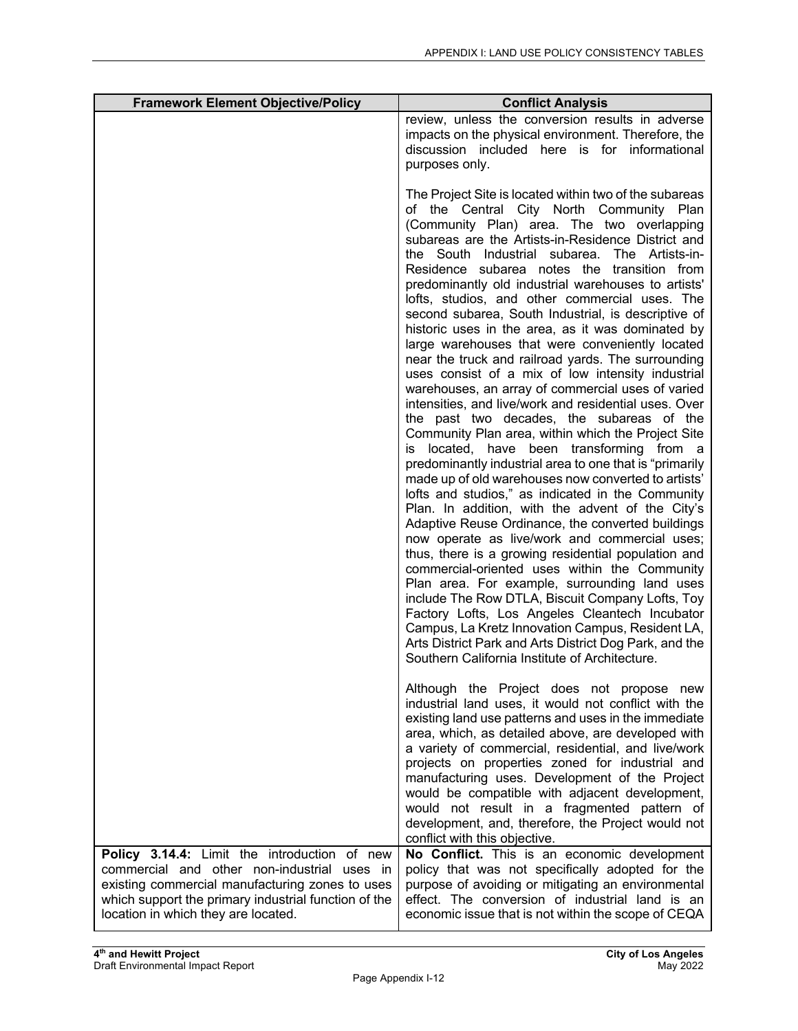| Framework Element Objective/Policy | Conflict Analysis |
|---|---|
| | review, unless the conversion results in adverse impacts on the physical environment. Therefore, the discussion included here is for informational purposes only.<br><br>The Project Site is located within two of the subareas of the Central City North Community Plan (Community Plan) area. The two overlapping subareas are the Artists-in-Residence District and the South Industrial subarea. The Artists-in-Residence subarea notes the transition from predominantly old industrial warehouses to artists' lofts, studios, and other commercial uses. The second subarea, South Industrial, is descriptive of historic uses in the area, as it was dominated by large warehouses that were conveniently located near the truck and railroad yards. The surrounding uses consist of a mix of low intensity industrial warehouses, an array of commercial uses of varied intensities, and live/work and residential uses. Over the past two decades, the subareas of the Community Plan area, within which the Project Site is located, have been transforming from a predominantly industrial area to one that is "primarily made up of old warehouses now converted to artists' lofts and studios," as indicated in the Community Plan. In addition, with the advent of the City's Adaptive Reuse Ordinance, the converted buildings now operate as live/work and commercial uses; thus, there is a growing residential population and commercial-oriented uses within the Community Plan area. For example, surrounding land uses include The Row DTLA, Biscuit Company Lofts, Toy Factory Lofts, Los Angeles Cleantech Incubator Campus, La Kretz Innovation Campus, Resident LA, Arts District Park and Arts District Dog Park, and the Southern California Institute of Architecture.<br><br>Although the Project does not propose new industrial land uses, it would not conflict with the existing land use patterns and uses in the immediate area, which, as detailed above, are developed with a variety of commercial, residential, and live/work projects on properties zoned for industrial and manufacturing uses. Development of the Project would be compatible with adjacent development, would not result in a fragmented pattern of development, and, therefore, the Project would not conflict with this objective. |
| **Policy 3.14.4:** Limit the introduction of new commercial and other non-industrial uses in existing commercial manufacturing zones to uses which support the primary industrial function of the location in which they are located. | **No Conflict.** This is an economic development policy that was not specifically adopted for the purpose of avoiding or mitigating an environmental effect. The conversion of industrial land is an economic issue that is not within the scope of CEQA |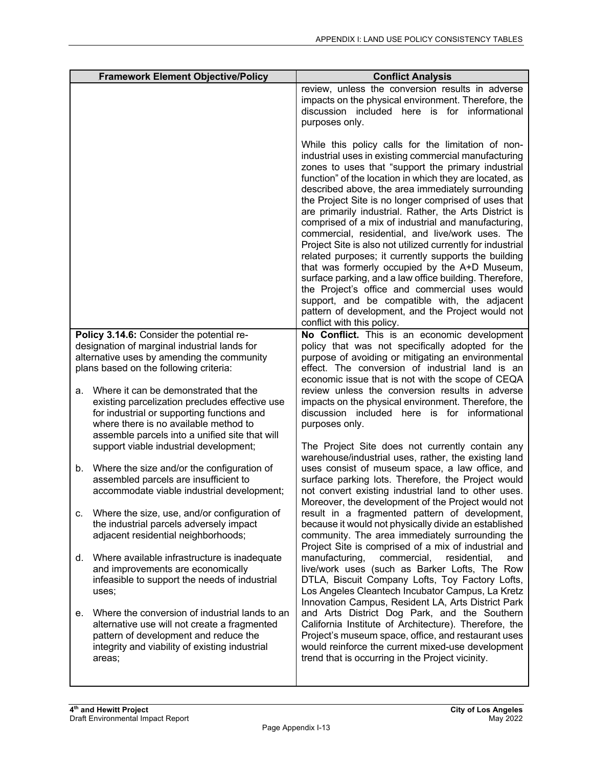| Framework Element Objective/Policy | Conflict Analysis |
|---|---|
| | review, unless the conversion results in adverse impacts on the physical environment. Therefore, the discussion included here is for informational purposes only.<br><br>While this policy calls for the limitation of non-industrial uses in existing commercial manufacturing zones to uses that "support the primary industrial function" of the location in which they are located, as described above, the area immediately surrounding the Project Site is no longer comprised of uses that are primarily industrial. Rather, the Arts District is comprised of a mix of industrial and manufacturing, commercial, residential, and live/work uses. The Project Site is also not utilized currently for industrial related purposes; it currently supports the building that was formerly occupied by the A+D Museum, surface parking, and a law office building. Therefore, the Project's office and commercial uses would support, and be compatible with, the adjacent pattern of development, and the Project would not conflict with this policy. |
| **Policy 3.14.6:** Consider the potential re-designation of marginal industrial lands for alternative uses by amending the community plans based on the following criteria:<br><br>a. Where it can be demonstrated that the existing parcelization precludes effective use for industrial or supporting functions and where there is no available method to assemble parcels into a unified site that will support viable industrial development;<br><br>b. Where the size and/or the configuration of assembled parcels are insufficient to accommodate viable industrial development;<br><br>c. Where the size, use, and/or configuration of the industrial parcels adversely impact adjacent residential neighborhoods;<br><br>d. Where available infrastructure is inadequate and improvements are economically infeasible to support the needs of industrial uses;<br><br>e. Where the conversion of industrial lands to an alternative use will not create a fragmented pattern of development and reduce the integrity and viability of existing industrial areas; | **No Conflict.** This is an economic development policy that was not specifically adopted for the purpose of avoiding or mitigating an environmental effect. The conversion of industrial land is an economic issue that is not with the scope of CEQA review unless the conversion results in adverse impacts on the physical environment. Therefore, the discussion included here is for informational purposes only.<br><br>The Project Site does not currently contain any warehouse/industrial uses, rather, the existing land uses consist of museum space, a law office, and surface parking lots. Therefore, the Project would not convert existing industrial land to other uses. Moreover, the development of the Project would not result in a fragmented pattern of development, because it would not physically divide an established community. The area immediately surrounding the Project Site is comprised of a mix of industrial and manufacturing, commercial, residential, and live/work uses (such as Barker Lofts, The Row DTLA, Biscuit Company Lofts, Toy Factory Lofts, Los Angeles Cleantech Incubator Campus, La Kretz Innovation Campus, Resident LA, Arts District Park and Arts District Dog Park, and the Southern California Institute of Architecture). Therefore, the Project's museum space, office, and restaurant uses would reinforce the current mixed-use development trend that is occurring in the Project vicinity. |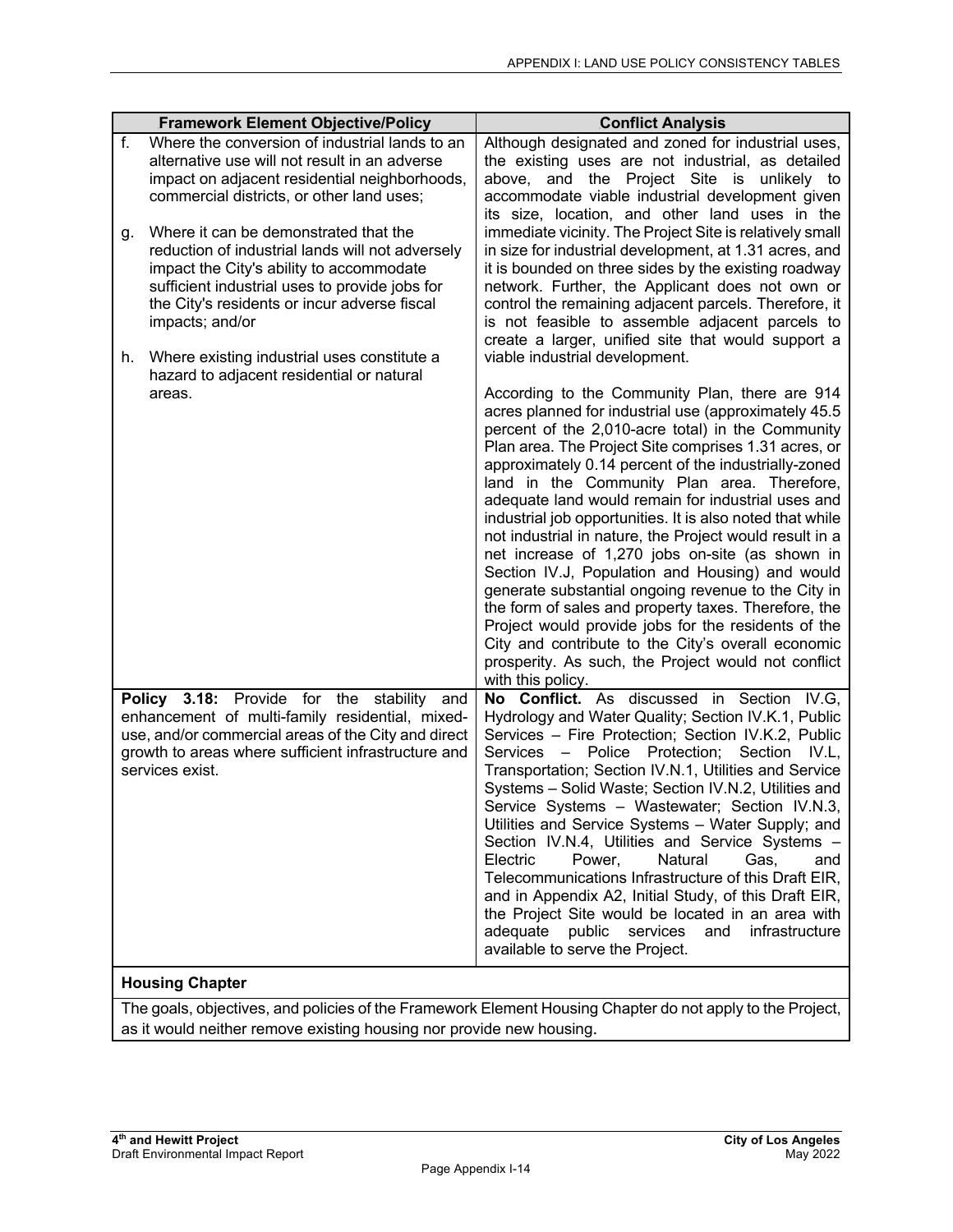| Framework Element Objective/Policy | Conflict Analysis |
|---|---|
| f. Where the conversion of industrial lands to an alternative use will not result in an adverse impact on adjacent residential neighborhoods, commercial districts, or other land uses;<br><br>g. Where it can be demonstrated that the reduction of industrial lands will not adversely impact the City's ability to accommodate sufficient industrial uses to provide jobs for the City's residents or incur adverse fiscal impacts; and/or<br><br>h. Where existing industrial uses constitute a hazard to adjacent residential or natural areas. | Although designated and zoned for industrial uses, the existing uses are not industrial, as detailed above, and the Project Site is unlikely to accommodate viable industrial development given its size, location, and other land uses in the immediate vicinity. The Project Site is relatively small in size for industrial development, at 1.31 acres, and it is bounded on three sides by the existing roadway network. Further, the Applicant does not own or control the remaining adjacent parcels. Therefore, it is not feasible to assemble adjacent parcels to create a larger, unified site that would support a viable industrial development.<br><br>According to the Community Plan, there are 914 acres planned for industrial use (approximately 45.5 percent of the 2,010-acre total) in the Community Plan area. The Project Site comprises 1.31 acres, or approximately 0.14 percent of the industrially-zoned land in the Community Plan area. Therefore, adequate land would remain for industrial uses and industrial job opportunities. It is also noted that while not industrial in nature, the Project would result in a net increase of 1,270 jobs on-site (as shown in Section IV.J, Population and Housing) and would generate substantial ongoing revenue to the City in the form of sales and property taxes. Therefore, the Project would provide jobs for the residents of the City and contribute to the City's overall economic prosperity. As such, the Project would not conflict with this policy. |
| **Policy 3.18:** Provide for the stability and enhancement of multi-family residential, mixed-use, and/or commercial areas of the City and direct growth to areas where sufficient infrastructure and services exist. | **No Conflict.** As discussed in Section IV.G, Hydrology and Water Quality; Section IV.K.1, Public Services – Fire Protection; Section IV.K.2, Public Services – Police Protection; Section IV.L, Transportation; Section IV.N.1, Utilities and Service Systems – Solid Waste; Section IV.N.2, Utilities and Service Systems – Wastewater; Section IV.N.3, Utilities and Service Systems – Water Supply; and Section IV.N.4, Utilities and Service Systems – Electric Power, Natural Gas, and Telecommunications Infrastructure of this Draft EIR, and in Appendix A2, Initial Study, of this Draft EIR, the Project Site would be located in an area with adequate public services and infrastructure available to serve the Project. |
| **Housing Chapter** | |
| The goals, objectives, and policies of the Framework Element Housing Chapter do not apply to the Project, as it would neither remove existing housing nor provide new housing. | |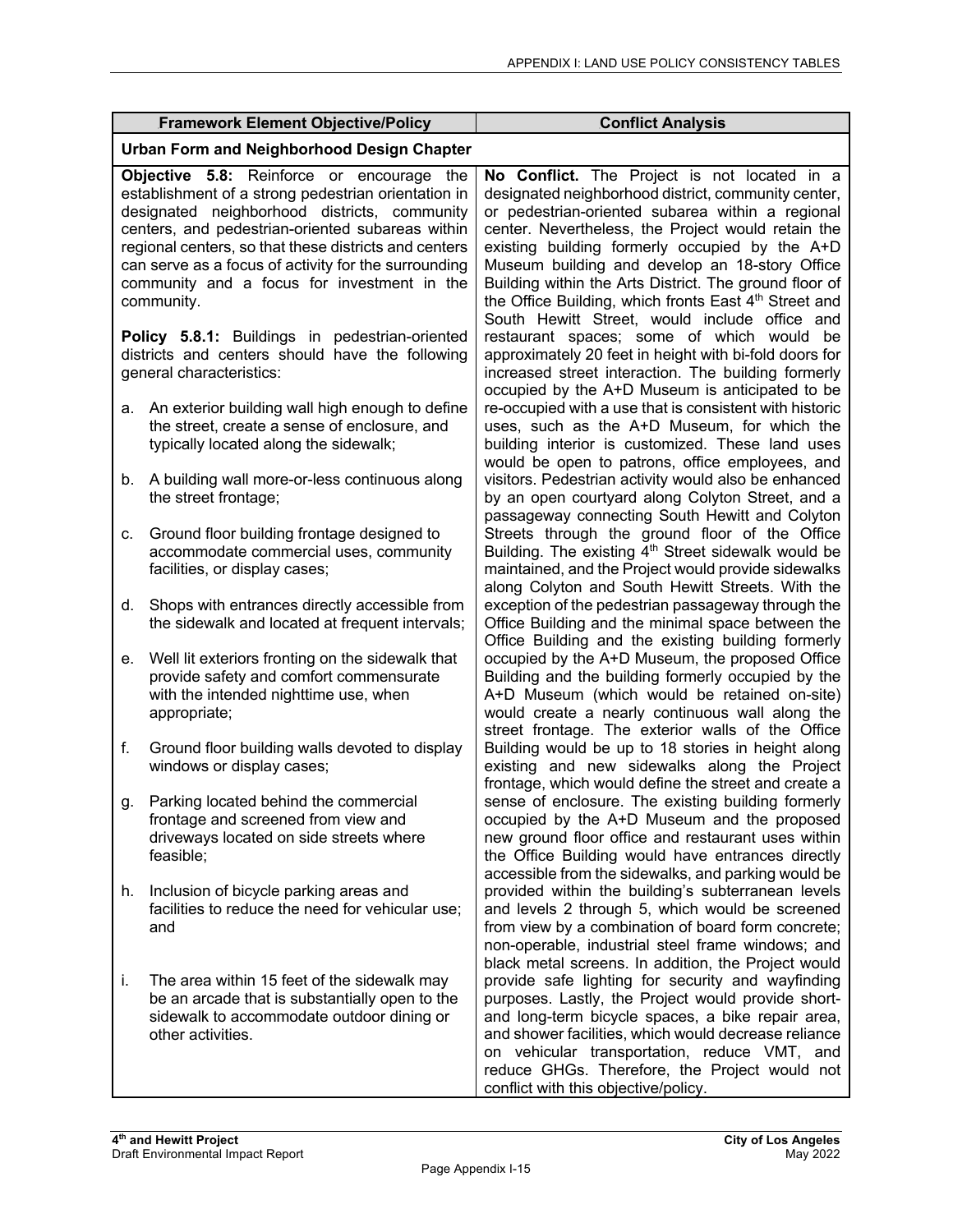| Framework Element Objective/Policy | Conflict Analysis |
|---|---|
| **Urban Form and Neighborhood Design Chapter** | |
| **Objective 5.8:** Reinforce or encourage the establishment of a strong pedestrian orientation in designated neighborhood districts, community centers, and pedestrian-oriented subareas within regional centers, so that these districts and centers can serve as a focus of activity for the surrounding community and a focus for investment in the community.<br><br>**Policy 5.8.1:** Buildings in pedestrian-oriented districts and centers should have the following general characteristics:<br><br>a. An exterior building wall high enough to define the street, create a sense of enclosure, and typically located along the sidewalk;<br><br>b. A building wall more-or-less continuous along the street frontage;<br><br>c. Ground floor building frontage designed to accommodate commercial uses, community facilities, or display cases;<br><br>d. Shops with entrances directly accessible from the sidewalk and located at frequent intervals;<br><br>e. Well lit exteriors fronting on the sidewalk that provide safety and comfort commensurate with the intended nighttime use, when appropriate;<br><br>f. Ground floor building walls devoted to display windows or display cases;<br><br>g. Parking located behind the commercial frontage and screened from view and driveways located on side streets where feasible;<br><br>h. Inclusion of bicycle parking areas and facilities to reduce the need for vehicular use; and<br><br>i. The area within 15 feet of the sidewalk may be an arcade that is substantially open to the sidewalk to accommodate outdoor dining or other activities. | **No Conflict.** The Project is not located in a designated neighborhood district, community center, or pedestrian-oriented subarea within a regional center. Nevertheless, the Project would retain the existing building formerly occupied by the A+D Museum building and develop an 18-story Office Building within the Arts District. The ground floor of the Office Building, which fronts East 4th Street and South Hewitt Street, would include office and restaurant spaces; some of which would be approximately 20 feet in height with bi-fold doors for increased street interaction. The building formerly occupied by the A+D Museum is anticipated to be re-occupied with a use that is consistent with historic uses, such as the A+D Museum, for which the building interior is customized. These land uses would be open to patrons, office employees, and visitors. Pedestrian activity would also be enhanced by an open courtyard along Colyton Street, and a passageway connecting South Hewitt and Colyton Streets through the ground floor of the Office Building. The existing 4th Street sidewalk would be maintained, and the Project would provide sidewalks along Colyton and South Hewitt Streets. With the exception of the pedestrian passageway through the Office Building and the minimal space between the Office Building and the existing building formerly occupied by the A+D Museum, the proposed Office Building and the building formerly occupied by the A+D Museum (which would be retained on-site) would create a nearly continuous wall along the street frontage. The exterior walls of the Office Building would be up to 18 stories in height along existing and new sidewalks along the Project frontage, which would define the street and create a sense of enclosure. The existing building formerly occupied by the A+D Museum and the proposed new ground floor office and restaurant uses within the Office Building would have entrances directly accessible from the sidewalks, and parking would be provided within the building's subterranean levels and levels 2 through 5, which would be screened from view by a combination of board form concrete; non-operable, industrial steel frame windows; and black metal screens. In addition, the Project would provide safe lighting for security and wayfinding purposes. Lastly, the Project would provide short- and long-term bicycle spaces, a bike repair area, and shower facilities, which would decrease reliance on vehicular transportation, reduce VMT, and reduce GHGs. Therefore, the Project would not conflict with this objective/policy. |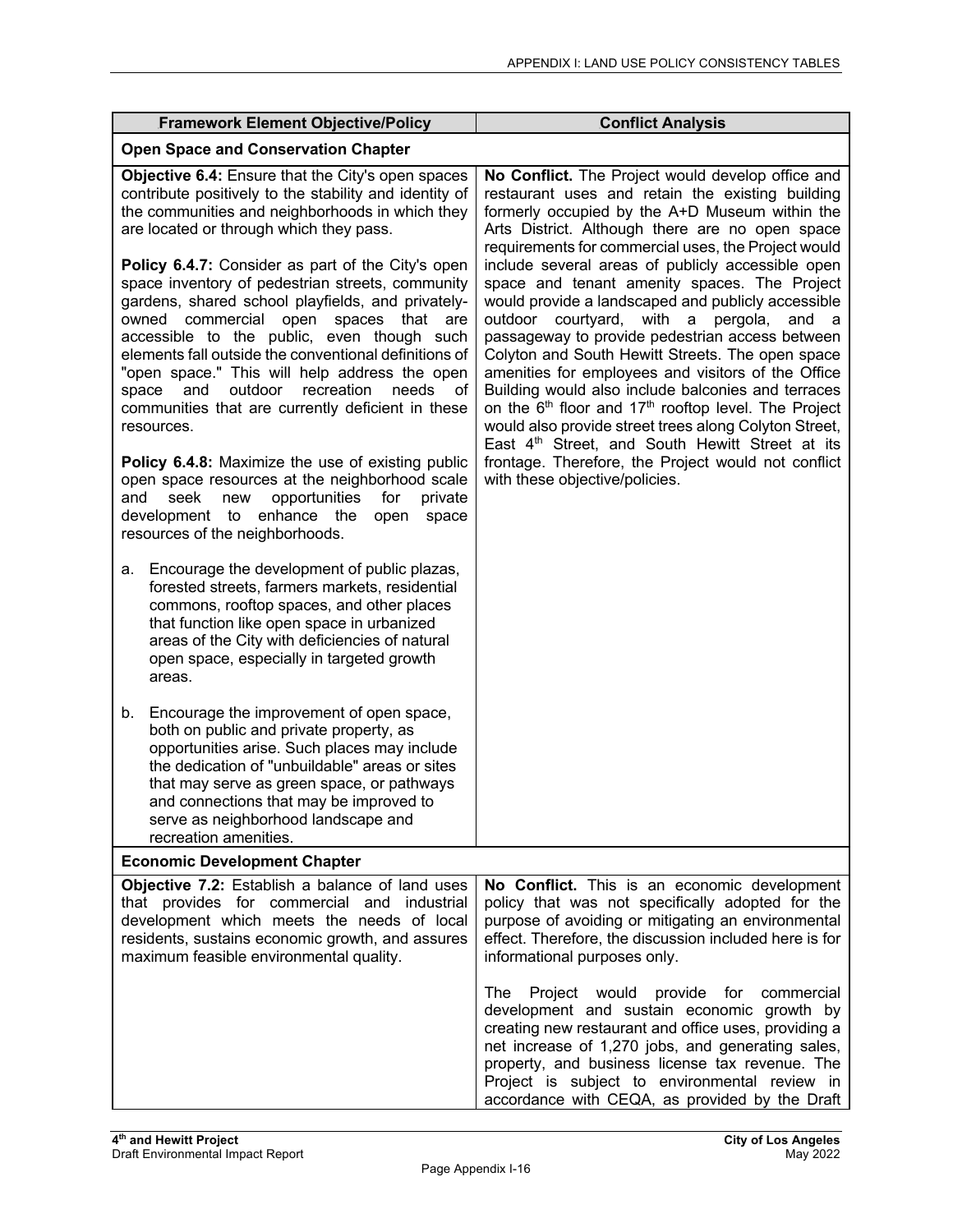| Framework Element Objective/Policy | Conflict Analysis |
|---|---|
| **Open Space and Conservation Chapter** | |
| **Objective 6.4:** Ensure that the City's open spaces contribute positively to the stability and identity of the communities and neighborhoods in which they are located or through which they pass.<br><br>**Policy 6.4.7:** Consider as part of the City's open space inventory of pedestrian streets, community gardens, shared school playfields, and privately-owned commercial open spaces that are accessible to the public, even though such elements fall outside the conventional definitions of "open space." This will help address the open space and outdoor recreation needs of communities that are currently deficient in these resources.<br><br>**Policy 6.4.8:** Maximize the use of existing public open space resources at the neighborhood scale and seek new opportunities for private development to enhance the open space resources of the neighborhoods.<br><br>a. Encourage the development of public plazas, forested streets, farmers markets, residential commons, rooftop spaces, and other places that function like open space in urbanized areas of the City with deficiencies of natural open space, especially in targeted growth areas.<br><br>b. Encourage the improvement of open space, both on public and private property, as opportunities arise. Such places may include the dedication of "unbuildable" areas or sites that may serve as green space, or pathways and connections that may be improved to serve as neighborhood landscape and recreation amenities. | **No Conflict.** The Project would develop office and restaurant uses and retain the existing building formerly occupied by the A+D Museum within the Arts District. Although there are no open space requirements for commercial uses, the Project would include several areas of publicly accessible open space and tenant amenity spaces. The Project would provide a landscaped and publicly accessible outdoor courtyard, with a pergola, and a passageway to provide pedestrian access between Colyton and South Hewitt Streets. The open space amenities for employees and visitors of the Office Building would also include balconies and terraces on the 6th floor and 17th rooftop level. The Project would also provide street trees along Colyton Street, East 4th Street, and South Hewitt Street at its frontage. Therefore, the Project would not conflict with these objective/policies. |
| **Economic Development Chapter** | |
| **Objective 7.2:** Establish a balance of land uses that provides for commercial and industrial development which meets the needs of local residents, sustains economic growth, and assures maximum feasible environmental quality. | **No Conflict.** This is an economic development policy that was not specifically adopted for the purpose of avoiding or mitigating an environmental effect. Therefore, the discussion included here is for informational purposes only.<br><br>The Project would provide for commercial development and sustain economic growth by creating new restaurant and office uses, providing a net increase of 1,270 jobs, and generating sales, property, and business license tax revenue. The Project is subject to environmental review in accordance with CEQA, as provided by the Draft |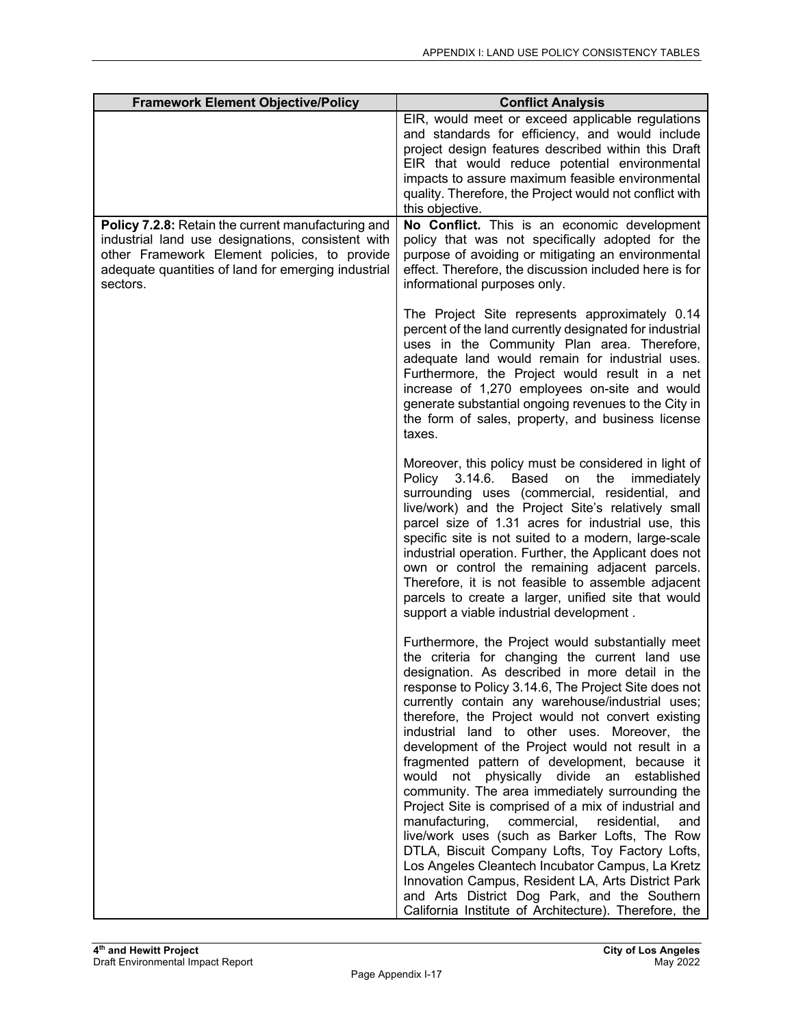| Framework Element Objective/Policy | Conflict Analysis |
|---|---|
| | EIR, would meet or exceed applicable regulations and standards for efficiency, and would include project design features described within this Draft EIR that would reduce potential environmental impacts to assure maximum feasible environmental quality. Therefore, the Project would not conflict with this objective. |
| **Policy 7.2.8:** Retain the current manufacturing and industrial land use designations, consistent with other Framework Element policies, to provide adequate quantities of land for emerging industrial sectors. | **No Conflict.** This is an economic development policy that was not specifically adopted for the purpose of avoiding or mitigating an environmental effect. Therefore, the discussion included here is for informational purposes only.<br><br>The Project Site represents approximately 0.14 percent of the land currently designated for industrial uses in the Community Plan area. Therefore, adequate land would remain for industrial uses. Furthermore, the Project would result in a net increase of 1,270 employees on-site and would generate substantial ongoing revenues to the City in the form of sales, property, and business license taxes.<br><br>Moreover, this policy must be considered in light of Policy 3.14.6. Based on the immediately surrounding uses (commercial, residential, and live/work) and the Project Site's relatively small parcel size of 1.31 acres for industrial use, this specific site is not suited to a modern, large-scale industrial operation. Further, the Applicant does not own or control the remaining adjacent parcels. Therefore, it is not feasible to assemble adjacent parcels to create a larger, unified site that would support a viable industrial development .<br><br>Furthermore, the Project would substantially meet the criteria for changing the current land use designation. As described in more detail in the response to Policy 3.14.6, The Project Site does not currently contain any warehouse/industrial uses; therefore, the Project would not convert existing industrial land to other uses. Moreover, the development of the Project would not result in a fragmented pattern of development, because it would not physically divide an established community. The area immediately surrounding the Project Site is comprised of a mix of industrial and manufacturing, commercial, residential, and live/work uses (such as Barker Lofts, The Row DTLA, Biscuit Company Lofts, Toy Factory Lofts, Los Angeles Cleantech Incubator Campus, La Kretz Innovation Campus, Resident LA, Arts District Park and Arts District Dog Park, and the Southern California Institute of Architecture). Therefore, the |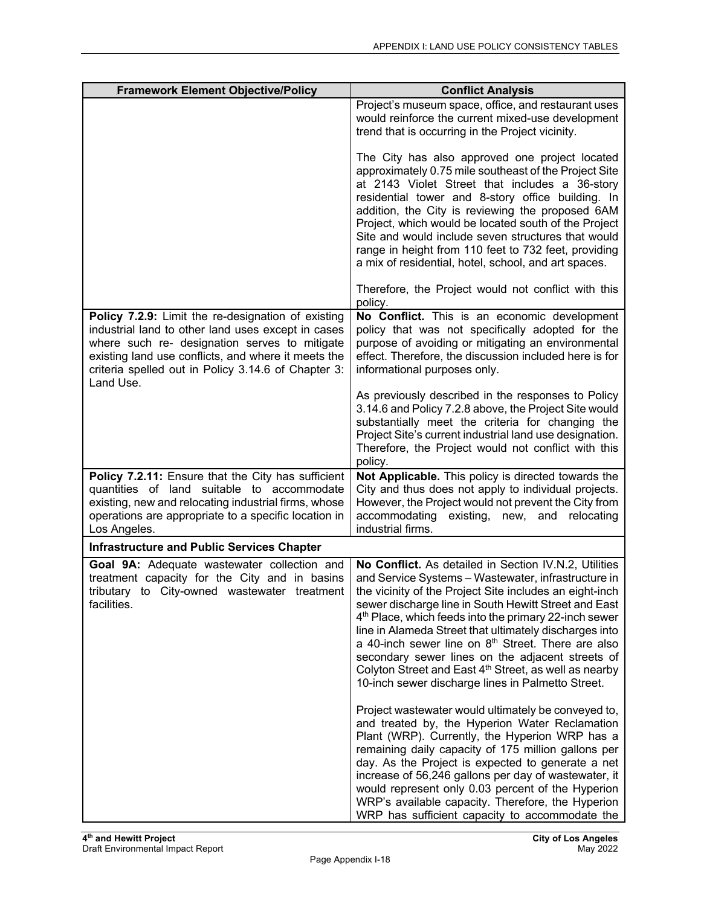| Framework Element Objective/Policy | Conflict Analysis |
|---|---|
| | Project's museum space, office, and restaurant uses would reinforce the current mixed-use development trend that is occurring in the Project vicinity.<br><br>The City has also approved one project located approximately 0.75 mile southeast of the Project Site at 2143 Violet Street that includes a 36-story residential tower and 8-story office building. In addition, the City is reviewing the proposed 6AM Project, which would be located south of the Project Site and would include seven structures that would range in height from 110 feet to 732 feet, providing a mix of residential, hotel, school, and art spaces.<br><br>Therefore, the Project would not conflict with this policy. |
| **Policy 7.2.9:** Limit the re-designation of existing industrial land to other land uses except in cases where such re- designation serves to mitigate existing land use conflicts, and where it meets the criteria spelled out in Policy 3.14.6 of Chapter 3: Land Use. | **No Conflict.** This is an economic development policy that was not specifically adopted for the purpose of avoiding or mitigating an environmental effect. Therefore, the discussion included here is for informational purposes only.<br><br>As previously described in the responses to Policy 3.14.6 and Policy 7.2.8 above, the Project Site would substantially meet the criteria for changing the Project Site's current industrial land use designation. Therefore, the Project would not conflict with this policy. |
| **Policy 7.2.11:** Ensure that the City has sufficient quantities of land suitable to accommodate existing, new and relocating industrial firms, whose operations are appropriate to a specific location in Los Angeles. | **Not Applicable.** This policy is directed towards the City and thus does not apply to individual projects. However, the Project would not prevent the City from accommodating existing, new, and relocating industrial firms. |
| **Infrastructure and Public Services Chapter** | |
| **Goal 9A:** Adequate wastewater collection and treatment capacity for the City and in basins tributary to City-owned wastewater treatment facilities. | **No Conflict.** As detailed in Section IV.N.2, Utilities and Service Systems – Wastewater, infrastructure in the vicinity of the Project Site includes an eight-inch sewer discharge line in South Hewitt Street and East 4th Place, which feeds into the primary 22-inch sewer line in Alameda Street that ultimately discharges into a 40-inch sewer line on 8th Street. There are also secondary sewer lines on the adjacent streets of Colyton Street and East 4th Street, as well as nearby 10-inch sewer discharge lines in Palmetto Street.<br><br>Project wastewater would ultimately be conveyed to, and treated by, the Hyperion Water Reclamation Plant (WRP). Currently, the Hyperion WRP has a remaining daily capacity of 175 million gallons per day. As the Project is expected to generate a net increase of 56,246 gallons per day of wastewater, it would represent only 0.03 percent of the Hyperion WRP's available capacity. Therefore, the Hyperion WRP has sufficient capacity to accommodate the |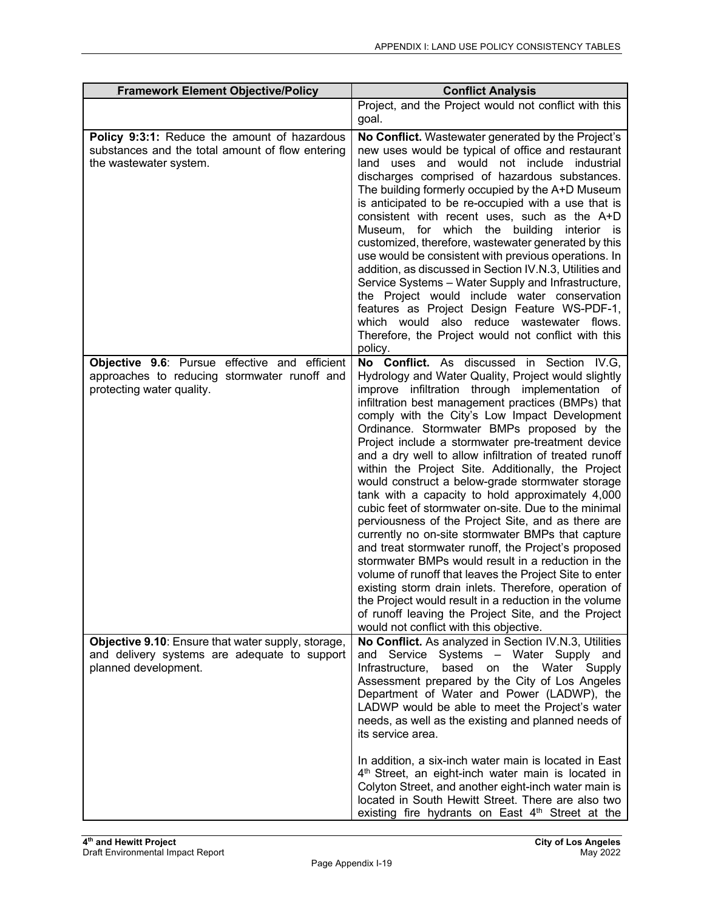| Framework Element Objective/Policy | Conflict Analysis |
|---|---|
| | Project, and the Project would not conflict with this goal. |
| **Policy 9:3:1:** Reduce the amount of hazardous substances and the total amount of flow entering the wastewater system. | **No Conflict.** Wastewater generated by the Project's new uses would be typical of office and restaurant land uses and would not include industrial discharges comprised of hazardous substances. The building formerly occupied by the A+D Museum is anticipated to be re-occupied with a use that is consistent with recent uses, such as the A+D Museum, for which the building interior is customized, therefore, wastewater generated by this use would be consistent with previous operations. In addition, as discussed in Section IV.N.3, Utilities and Service Systems – Water Supply and Infrastructure, the Project would include water conservation features as Project Design Feature WS-PDF-1, which would also reduce wastewater flows. Therefore, the Project would not conflict with this policy. |
| **Objective 9.6**: Pursue effective and efficient approaches to reducing stormwater runoff and protecting water quality. | **No Conflict.** As discussed in Section IV.G, Hydrology and Water Quality, Project would slightly improve infiltration through implementation of infiltration best management practices (BMPs) that comply with the City's Low Impact Development Ordinance. Stormwater BMPs proposed by the Project include a stormwater pre-treatment device and a dry well to allow infiltration of treated runoff within the Project Site. Additionally, the Project would construct a below-grade stormwater storage tank with a capacity to hold approximately 4,000 cubic feet of stormwater on-site. Due to the minimal perviousness of the Project Site, and as there are currently no on-site stormwater BMPs that capture and treat stormwater runoff, the Project's proposed stormwater BMPs would result in a reduction in the volume of runoff that leaves the Project Site to enter existing storm drain inlets. Therefore, operation of the Project would result in a reduction in the volume of runoff leaving the Project Site, and the Project would not conflict with this objective. |
| **Objective 9.10**: Ensure that water supply, storage, and delivery systems are adequate to support planned development. | **No Conflict.** As analyzed in Section IV.N.3, Utilities and Service Systems – Water Supply and Infrastructure, based on the Water Supply Assessment prepared by the City of Los Angeles Department of Water and Power (LADWP), the LADWP would be able to meet the Project's water needs, as well as the existing and planned needs of its service area.<br><br>In addition, a six-inch water main is located in East 4th Street, an eight-inch water main is located in Colyton Street, and another eight-inch water main is located in South Hewitt Street. There are also two existing fire hydrants on East 4th Street at the |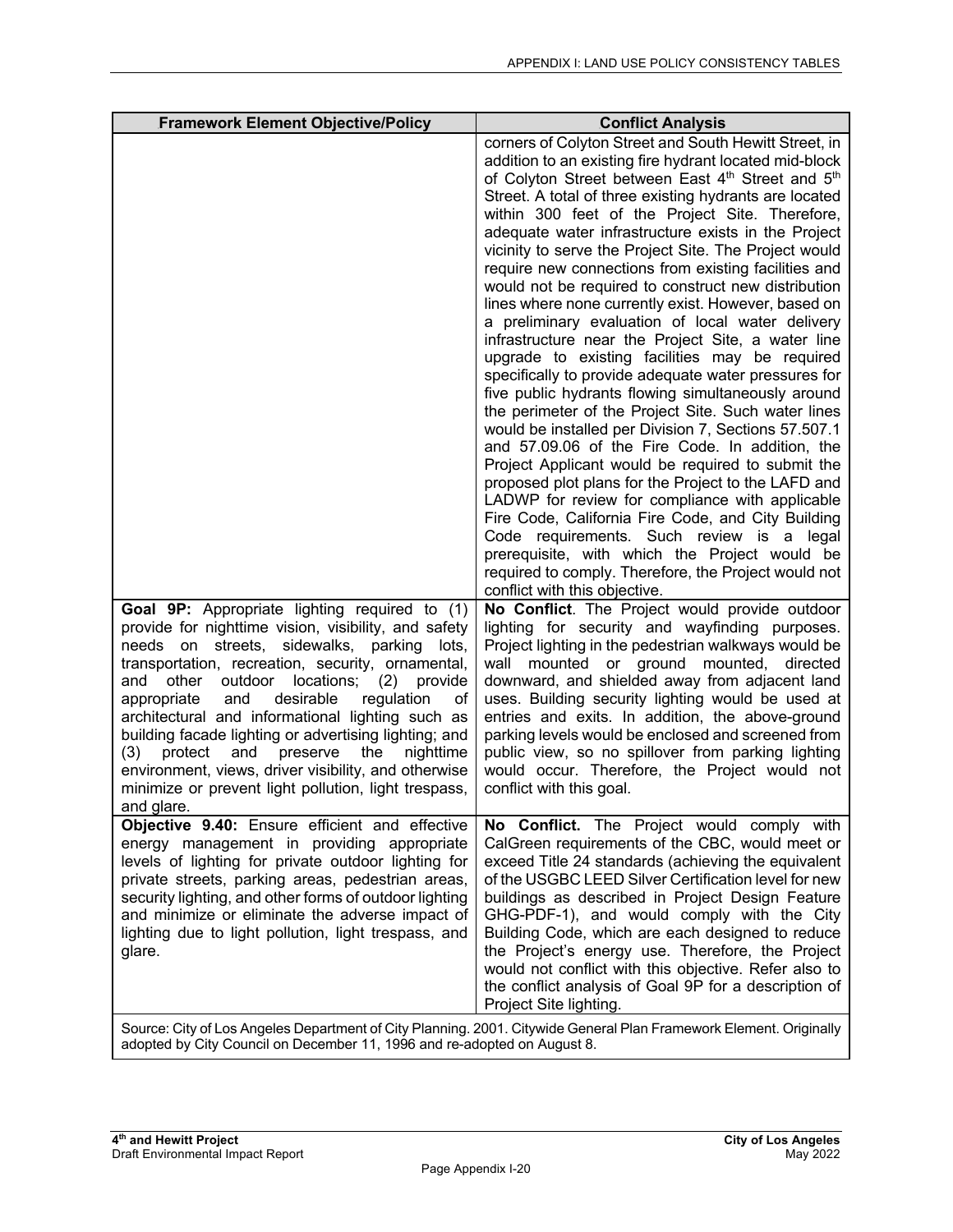| Framework Element Objective/Policy | Conflict Analysis |
| --- | --- |
| | corners of Colyton Street and South Hewitt Street, in addition to an existing fire hydrant located mid-block of Colyton Street between East 4th Street and 5th Street. A total of three existing hydrants are located within 300 feet of the Project Site. Therefore, adequate water infrastructure exists in the Project vicinity to serve the Project Site. The Project would require new connections from existing facilities and would not be required to construct new distribution lines where none currently exist. However, based on a preliminary evaluation of local water delivery infrastructure near the Project Site, a water line upgrade to existing facilities may be required specifically to provide adequate water pressures for five public hydrants flowing simultaneously around the perimeter of the Project Site. Such water lines would be installed per Division 7, Sections 57.507.1 and 57.09.06 of the Fire Code. In addition, the Project Applicant would be required to submit the proposed plot plans for the Project to the LAFD and LADWP for review for compliance with applicable Fire Code, California Fire Code, and City Building Code requirements. Such review is a legal prerequisite, with which the Project would be required to comply. Therefore, the Project would not conflict with this objective. |
| **Goal 9P:** Appropriate lighting required to (1) provide for nighttime vision, visibility, and safety needs on streets, sidewalks, parking lots, transportation, recreation, security, ornamental, and other outdoor locations; (2) provide appropriate and desirable regulation of architectural and informational lighting such as building facade lighting or advertising lighting; and (3) protect and preserve the nighttime environment, views, driver visibility, and otherwise minimize or prevent light pollution, light trespass, and glare. | **No Conflict**. The Project would provide outdoor lighting for security and wayfinding purposes. Project lighting in the pedestrian walkways would be wall mounted or ground mounted, directed downward, and shielded away from adjacent land uses. Building security lighting would be used at entries and exits. In addition, the above-ground parking levels would be enclosed and screened from public view, so no spillover from parking lighting would occur. Therefore, the Project would not conflict with this goal. |
| **Objective 9.40:** Ensure efficient and effective energy management in providing appropriate levels of lighting for private outdoor lighting for private streets, parking areas, pedestrian areas, security lighting, and other forms of outdoor lighting and minimize or eliminate the adverse impact of lighting due to light pollution, light trespass, and glare. | **No Conflict.** The Project would comply with CalGreen requirements of the CBC, would meet or exceed Title 24 standards (achieving the equivalent of the USGBC LEED Silver Certification level for new buildings as described in Project Design Feature GHG-PDF-1), and would comply with the City Building Code, which are each designed to reduce the Project's energy use. Therefore, the Project would not conflict with this objective. Refer also to the conflict analysis of Goal 9P for a description of Project Site lighting. |

Source: City of Los Angeles Department of City Planning. 2001. Citywide General Plan Framework Element. Originally adopted by City Council on December 11, 1996 and re-adopted on August 8.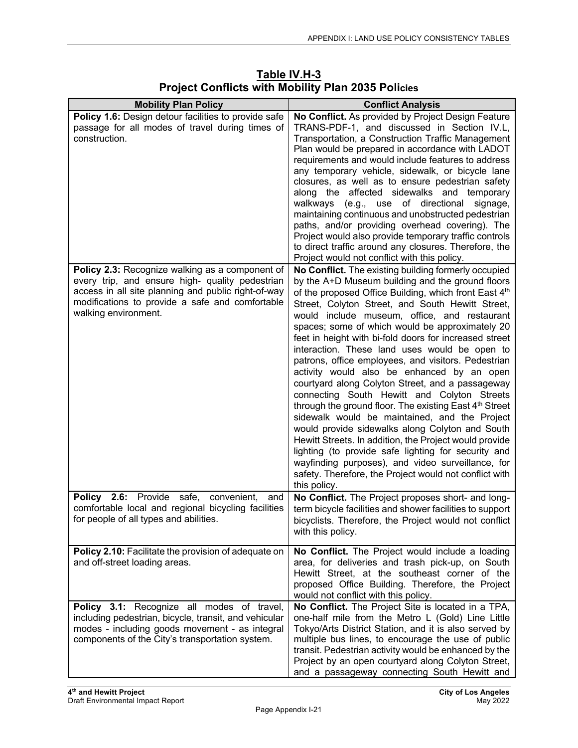**Table IV.H-3**
**Project Conflicts with Mobility Plan 2035 Policies**

| Mobility Plan Policy | Conflict Analysis |
|---|---|
| **Policy 1.6:** Design detour facilities to provide safe passage for all modes of travel during times of construction. | **No Conflict.** As provided by Project Design Feature TRANS-PDF-1, and discussed in Section IV.L, Transportation, a Construction Traffic Management Plan would be prepared in accordance with LADOT requirements and would include features to address any temporary vehicle, sidewalk, or bicycle lane closures, as well as to ensure pedestrian safety along the affected sidewalks and temporary walkways (e.g., use of directional signage, maintaining continuous and unobstructed pedestrian paths, and/or providing overhead covering). The Project would also provide temporary traffic controls to direct traffic around any closures. Therefore, the Project would not conflict with this policy. |
| **Policy 2.3:** Recognize walking as a component of every trip, and ensure high- quality pedestrian access in all site planning and public right-of-way modifications to provide a safe and comfortable walking environment. | **No Conflict.** The existing building formerly occupied by the A+D Museum building and the ground floors of the proposed Office Building, which front East 4th Street, Colyton Street, and South Hewitt Street, would include museum, office, and restaurant spaces; some of which would be approximately 20 feet in height with bi-fold doors for increased street interaction. These land uses would be open to patrons, office employees, and visitors. Pedestrian activity would also be enhanced by an open courtyard along Colyton Street, and a passageway connecting South Hewitt and Colyton Streets through the ground floor. The existing East 4th Street sidewalk would be maintained, and the Project would provide sidewalks along Colyton and South Hewitt Streets. In addition, the Project would provide lighting (to provide safe lighting for security and wayfinding purposes), and video surveillance, for safety. Therefore, the Project would not conflict with this policy. |
| **Policy 2.6:** Provide safe, convenient, and comfortable local and regional bicycling facilities for people of all types and abilities. | **No Conflict.** The Project proposes short- and long-term bicycle facilities and shower facilities to support bicyclists. Therefore, the Project would not conflict with this policy. |
| **Policy 2.10:** Facilitate the provision of adequate on and off-street loading areas. | **No Conflict.** The Project would include a loading area, for deliveries and trash pick-up, on South Hewitt Street, at the southeast corner of the proposed Office Building. Therefore, the Project would not conflict with this policy. |
| **Policy 3.1:** Recognize all modes of travel, including pedestrian, bicycle, transit, and vehicular modes - including goods movement - as integral components of the City's transportation system. | **No Conflict.** The Project Site is located in a TPA, one-half mile from the Metro L (Gold) Line Little Tokyo/Arts District Station, and it is also served by multiple bus lines, to encourage the use of public transit. Pedestrian activity would be enhanced by the Project by an open courtyard along Colyton Street, and a passageway connecting South Hewitt and |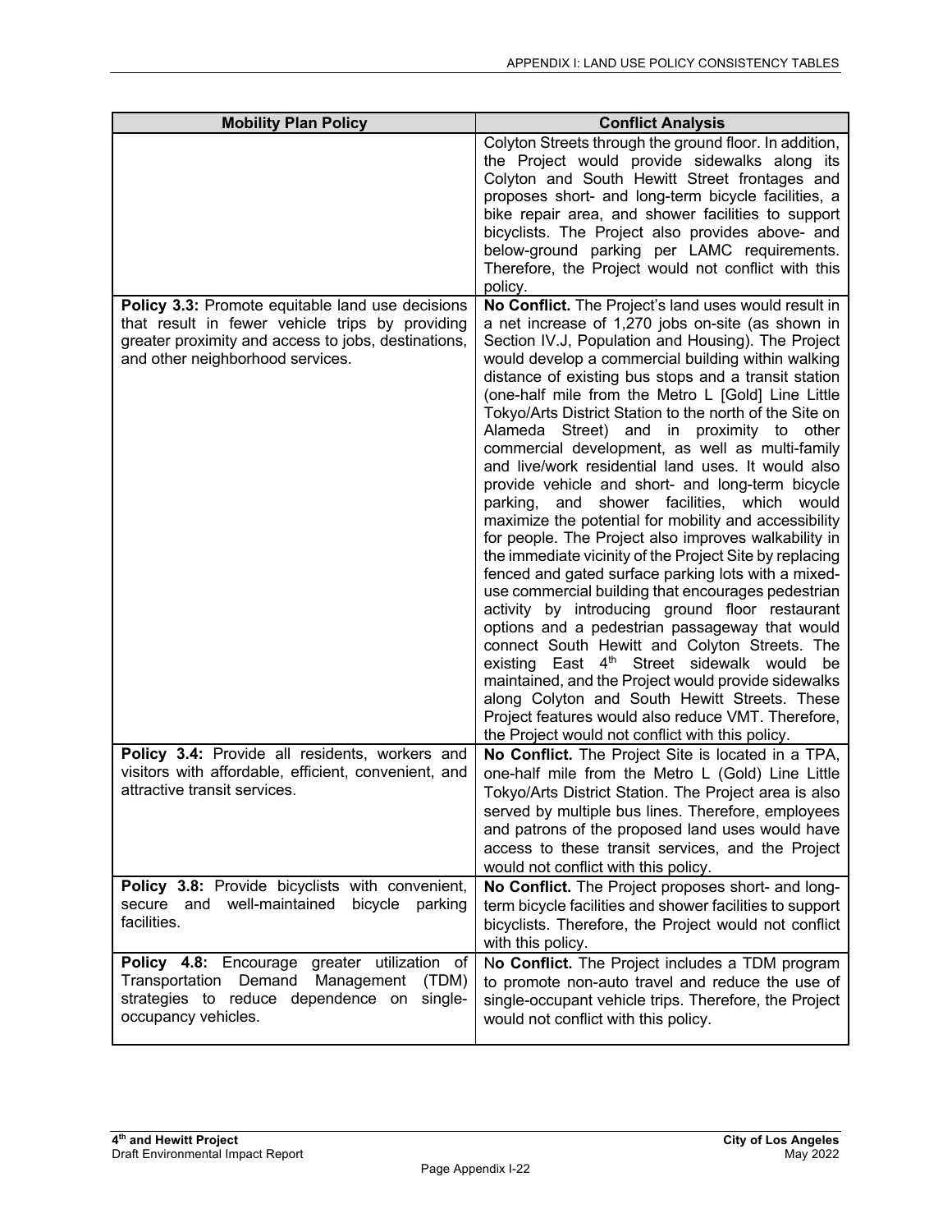| Mobility Plan Policy | Conflict Analysis |
|---|---|
| | Colyton Streets through the ground floor. In addition, the Project would provide sidewalks along its Colyton and South Hewitt Street frontages and proposes short- and long-term bicycle facilities, a bike repair area, and shower facilities to support bicyclists. The Project also provides above- and below-ground parking per LAMC requirements. Therefore, the Project would not conflict with this policy. |
| **Policy 3.3:** Promote equitable land use decisions that result in fewer vehicle trips by providing greater proximity and access to jobs, destinations, and other neighborhood services. | **No Conflict.** The Project's land uses would result in a net increase of 1,270 jobs on-site (as shown in Section IV.J, Population and Housing). The Project would develop a commercial building within walking distance of existing bus stops and a transit station (one-half mile from the Metro L [Gold] Line Little Tokyo/Arts District Station to the north of the Site on Alameda Street) and in proximity to other commercial development, as well as multi-family and live/work residential land uses. It would also provide vehicle and short- and long-term bicycle parking, and shower facilities, which would maximize the potential for mobility and accessibility for people. The Project also improves walkability in the immediate vicinity of the Project Site by replacing fenced and gated surface parking lots with a mixed-use commercial building that encourages pedestrian activity by introducing ground floor restaurant options and a pedestrian passageway that would connect South Hewitt and Colyton Streets. The existing East 4th Street sidewalk would be maintained, and the Project would provide sidewalks along Colyton and South Hewitt Streets. These Project features would also reduce VMT. Therefore, the Project would not conflict with this policy. |
| **Policy 3.4:** Provide all residents, workers and visitors with affordable, efficient, convenient, and attractive transit services. | **No Conflict.** The Project Site is located in a TPA, one-half mile from the Metro L (Gold) Line Little Tokyo/Arts District Station. The Project area is also served by multiple bus lines. Therefore, employees and patrons of the proposed land uses would have access to these transit services, and the Project would not conflict with this policy. |
| **Policy 3.8:** Provide bicyclists with convenient, secure and well-maintained bicycle parking facilities. | **No Conflict.** The Project proposes short- and long-term bicycle facilities and shower facilities to support bicyclists. Therefore, the Project would not conflict with this policy. |
| **Policy 4.8:** Encourage greater utilization of Transportation Demand Management (TDM) strategies to reduce dependence on single-occupancy vehicles. | **No Conflict.** The Project includes a TDM program to promote non-auto travel and reduce the use of single-occupant vehicle trips. Therefore, the Project would not conflict with this policy. |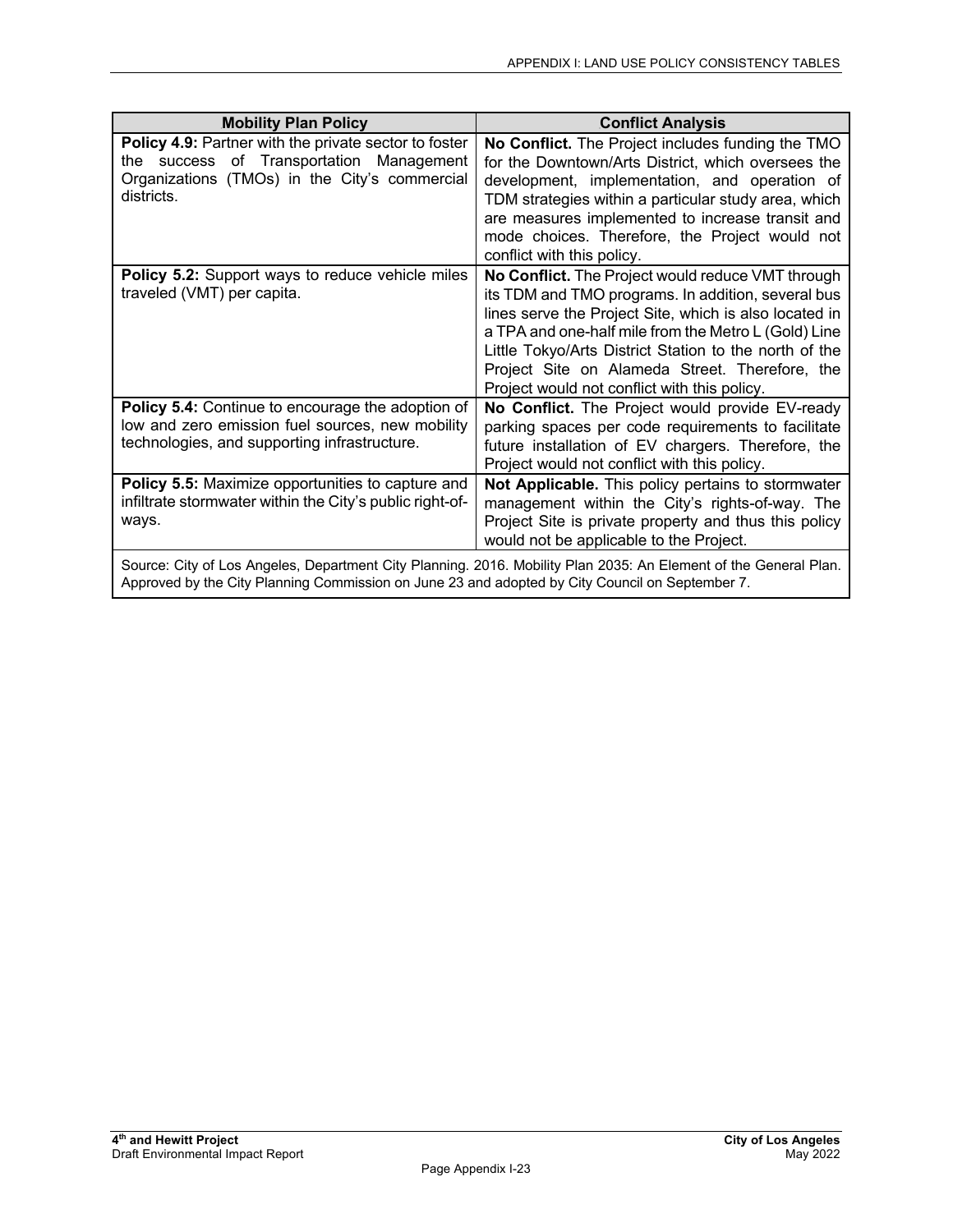| Mobility Plan Policy | Conflict Analysis |
|---|---|
| **Policy 4.9:** Partner with the private sector to foster the success of Transportation Management Organizations (TMOs) in the City's commercial districts. | **No Conflict.** The Project includes funding the TMO for the Downtown/Arts District, which oversees the development, implementation, and operation of TDM strategies within a particular study area, which are measures implemented to increase transit and mode choices. Therefore, the Project would not conflict with this policy. |
| **Policy 5.2:** Support ways to reduce vehicle miles traveled (VMT) per capita. | **No Conflict.** The Project would reduce VMT through its TDM and TMO programs. In addition, several bus lines serve the Project Site, which is also located in a TPA and one-half mile from the Metro L (Gold) Line Little Tokyo/Arts District Station to the north of the Project Site on Alameda Street. Therefore, the Project would not conflict with this policy. |
| **Policy 5.4:** Continue to encourage the adoption of low and zero emission fuel sources, new mobility technologies, and supporting infrastructure. | **No Conflict.** The Project would provide EV-ready parking spaces per code requirements to facilitate future installation of EV chargers. Therefore, the Project would not conflict with this policy. |
| **Policy 5.5:** Maximize opportunities to capture and infiltrate stormwater within the City's public right-of-ways. | **Not Applicable.** This policy pertains to stormwater management within the City's rights-of-way. The Project Site is private property and thus this policy would not be applicable to the Project. |

Source: City of Los Angeles, Department City Planning. 2016. Mobility Plan 2035: An Element of the General Plan. Approved by the City Planning Commission on June 23 and adopted by City Council on September 7.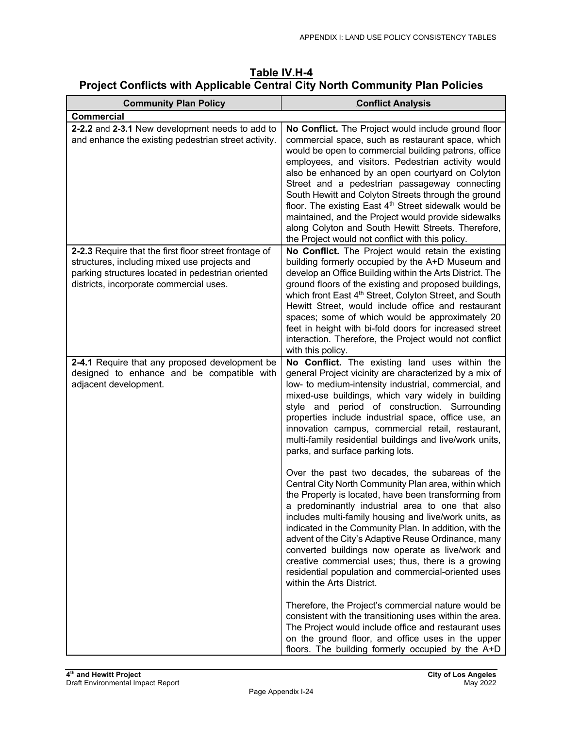**Table IV.H-4**
**Project Conflicts with Applicable Central City North Community Plan Policies**

| Community Plan Policy | Conflict Analysis |
|---|---|
| **Commercial** | |
| **2-2.2** and **2-3.1** New development needs to add to and enhance the existing pedestrian street activity. | **No Conflict.** The Project would include ground floor commercial space, such as restaurant space, which would be open to commercial building patrons, office employees, and visitors. Pedestrian activity would also be enhanced by an open courtyard on Colyton Street and a pedestrian passageway connecting South Hewitt and Colyton Streets through the ground floor. The existing East 4th Street sidewalk would be maintained, and the Project would provide sidewalks along Colyton and South Hewitt Streets. Therefore, the Project would not conflict with this policy. |
| **2-2.3** Require that the first floor street frontage of structures, including mixed use projects and parking structures located in pedestrian oriented districts, incorporate commercial uses. | **No Conflict.** The Project would retain the existing building formerly occupied by the A+D Museum and develop an Office Building within the Arts District. The ground floors of the existing and proposed buildings, which front East 4th Street, Colyton Street, and South Hewitt Street, would include office and restaurant spaces; some of which would be approximately 20 feet in height with bi-fold doors for increased street interaction. Therefore, the Project would not conflict with this policy. |
| **2-4.1** Require that any proposed development be designed to enhance and be compatible with adjacent development. | **No Conflict.** The existing land uses within the general Project vicinity are characterized by a mix of low- to medium-intensity industrial, commercial, and mixed-use buildings, which vary widely in building style and period of construction. Surrounding properties include industrial space, office use, an innovation campus, commercial retail, restaurant, multi-family residential buildings and live/work units, parks, and surface parking lots.<br><br>Over the past two decades, the subareas of the Central City North Community Plan area, within which the Property is located, have been transforming from a predominantly industrial area to one that also includes multi-family housing and live/work units, as indicated in the Community Plan. In addition, with the advent of the City's Adaptive Reuse Ordinance, many converted buildings now operate as live/work and creative commercial uses; thus, there is a growing residential population and commercial-oriented uses within the Arts District.<br><br>Therefore, the Project's commercial nature would be consistent with the transitioning uses within the area. The Project would include office and restaurant uses on the ground floor, and office uses in the upper floors. The building formerly occupied by the A+D |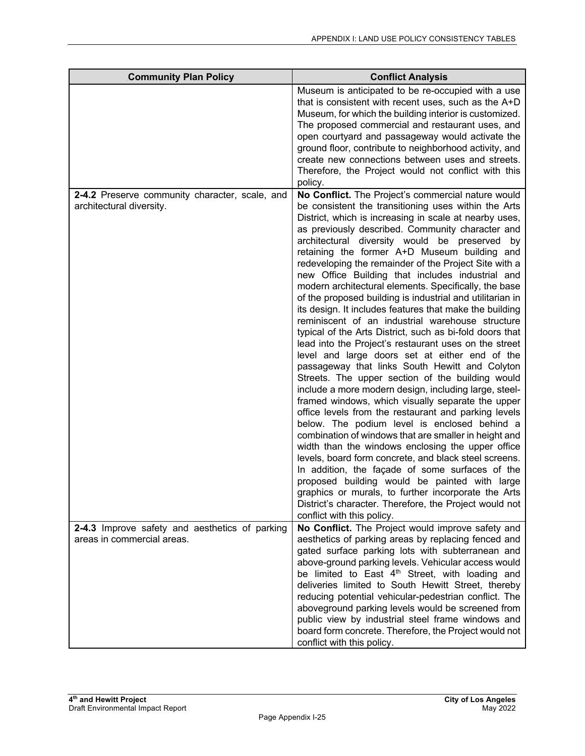| Community Plan Policy | Conflict Analysis |
| --- | --- |
| | Museum is anticipated to be re-occupied with a use that is consistent with recent uses, such as the A+D Museum, for which the building interior is customized. The proposed commercial and restaurant uses, and open courtyard and passageway would activate the ground floor, contribute to neighborhood activity, and create new connections between uses and streets. Therefore, the Project would not conflict with this policy. |
| **2-4.2** Preserve community character, scale, and architectural diversity. | **No Conflict.** The Project's commercial nature would be consistent the transitioning uses within the Arts District, which is increasing in scale at nearby uses, as previously described. Community character and architectural diversity would be preserved by retaining the former A+D Museum building and redeveloping the remainder of the Project Site with a new Office Building that includes industrial and modern architectural elements. Specifically, the base of the proposed building is industrial and utilitarian in its design. It includes features that make the building reminiscent of an industrial warehouse structure typical of the Arts District, such as bi-fold doors that lead into the Project's restaurant uses on the street level and large doors set at either end of the passageway that links South Hewitt and Colyton Streets. The upper section of the building would include a more modern design, including large, steel-framed windows, which visually separate the upper office levels from the restaurant and parking levels below. The podium level is enclosed behind a combination of windows that are smaller in height and width than the windows enclosing the upper office levels, board form concrete, and black steel screens. In addition, the façade of some surfaces of the proposed building would be painted with large graphics or murals, to further incorporate the Arts District's character. Therefore, the Project would not conflict with this policy. |
| **2-4.3** Improve safety and aesthetics of parking areas in commercial areas. | **No Conflict.** The Project would improve safety and aesthetics of parking areas by replacing fenced and gated surface parking lots with subterranean and above-ground parking levels. Vehicular access would be limited to East 4th Street, with loading and deliveries limited to South Hewitt Street, thereby reducing potential vehicular-pedestrian conflict. The aboveground parking levels would be screened from public view by industrial steel frame windows and board form concrete. Therefore, the Project would not conflict with this policy. |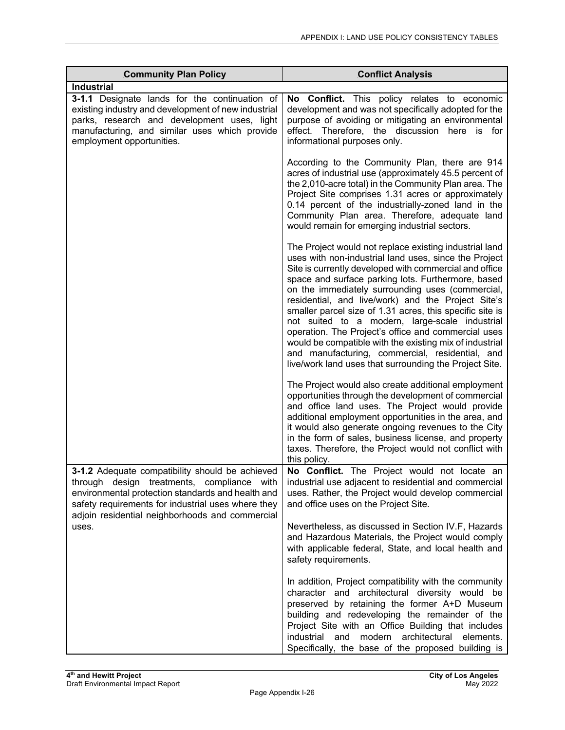| Community Plan Policy | Conflict Analysis |
|---|---|
| **Industrial** | |
| **3-1.1** Designate lands for the continuation of existing industry and development of new industrial parks, research and development uses, light manufacturing, and similar uses which provide employment opportunities. | **No Conflict.** This policy relates to economic development and was not specifically adopted for the purpose of avoiding or mitigating an environmental effect. Therefore, the discussion here is for informational purposes only.<br><br>According to the Community Plan, there are 914 acres of industrial use (approximately 45.5 percent of the 2,010-acre total) in the Community Plan area. The Project Site comprises 1.31 acres or approximately 0.14 percent of the industrially-zoned land in the Community Plan area. Therefore, adequate land would remain for emerging industrial sectors.<br><br>The Project would not replace existing industrial land uses with non-industrial land uses, since the Project Site is currently developed with commercial and office space and surface parking lots. Furthermore, based on the immediately surrounding uses (commercial, residential, and live/work) and the Project Site's smaller parcel size of 1.31 acres, this specific site is not suited to a modern, large-scale industrial operation. The Project's office and commercial uses would be compatible with the existing mix of industrial and manufacturing, commercial, residential, and live/work land uses that surrounding the Project Site.<br><br>The Project would also create additional employment opportunities through the development of commercial and office land uses. The Project would provide additional employment opportunities in the area, and it would also generate ongoing revenues to the City in the form of sales, business license, and property taxes. Therefore, the Project would not conflict with this policy. |
| **3-1.2** Adequate compatibility should be achieved through design treatments, compliance with environmental protection standards and health and safety requirements for industrial uses where they adjoin residential neighborhoods and commercial uses. | **No Conflict.** The Project would not locate an industrial use adjacent to residential and commercial uses. Rather, the Project would develop commercial and office uses on the Project Site.<br><br>Nevertheless, as discussed in Section IV.F, Hazards and Hazardous Materials, the Project would comply with applicable federal, State, and local health and safety requirements.<br><br>In addition, Project compatibility with the community character and architectural diversity would be preserved by retaining the former A+D Museum building and redeveloping the remainder of the Project Site with an Office Building that includes industrial and modern architectural elements. Specifically, the base of the proposed building is |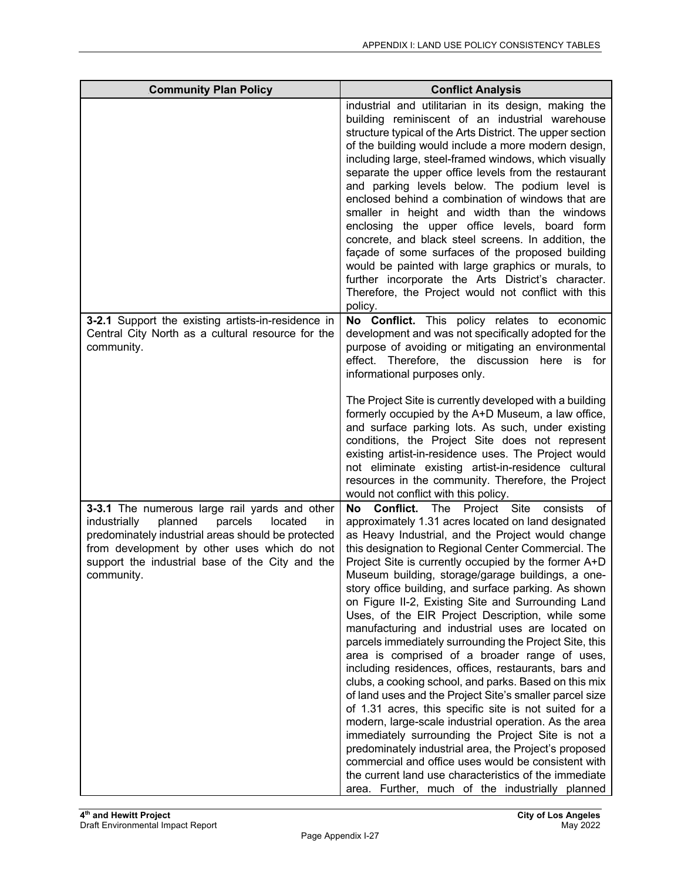| Community Plan Policy | Conflict Analysis |
|---|---|
| | industrial and utilitarian in its design, making the building reminiscent of an industrial warehouse structure typical of the Arts District. The upper section of the building would include a more modern design, including large, steel-framed windows, which visually separate the upper office levels from the restaurant and parking levels below. The podium level is enclosed behind a combination of windows that are smaller in height and width than the windows enclosing the upper office levels, board form concrete, and black steel screens. In addition, the façade of some surfaces of the proposed building would be painted with large graphics or murals, to further incorporate the Arts District's character. Therefore, the Project would not conflict with this policy. |
| **3-2.1** Support the existing artists-in-residence in Central City North as a cultural resource for the community. | **No Conflict.** This policy relates to economic development and was not specifically adopted for the purpose of avoiding or mitigating an environmental effect. Therefore, the discussion here is for informational purposes only.<br><br>The Project Site is currently developed with a building formerly occupied by the A+D Museum, a law office, and surface parking lots. As such, under existing conditions, the Project Site does not represent existing artist-in-residence uses. The Project would not eliminate existing artist-in-residence cultural resources in the community. Therefore, the Project would not conflict with this policy. |
| **3-3.1** The numerous large rail yards and other industrially planned parcels located in predominately industrial areas should be protected from development by other uses which do not support the industrial base of the City and the community. | **No Conflict.** The Project Site consists of approximately 1.31 acres located on land designated as Heavy Industrial, and the Project would change this designation to Regional Center Commercial. The Project Site is currently occupied by the former A+D Museum building, storage/garage buildings, a one-story office building, and surface parking. As shown on Figure II-2, Existing Site and Surrounding Land Uses, of the EIR Project Description, while some manufacturing and industrial uses are located on parcels immediately surrounding the Project Site, this area is comprised of a broader range of uses, including residences, offices, restaurants, bars and clubs, a cooking school, and parks. Based on this mix of land uses and the Project Site's smaller parcel size of 1.31 acres, this specific site is not suited for a modern, large-scale industrial operation. As the area immediately surrounding the Project Site is not a predominately industrial area, the Project's proposed commercial and office uses would be consistent with the current land use characteristics of the immediate area. Further, much of the industrially planned |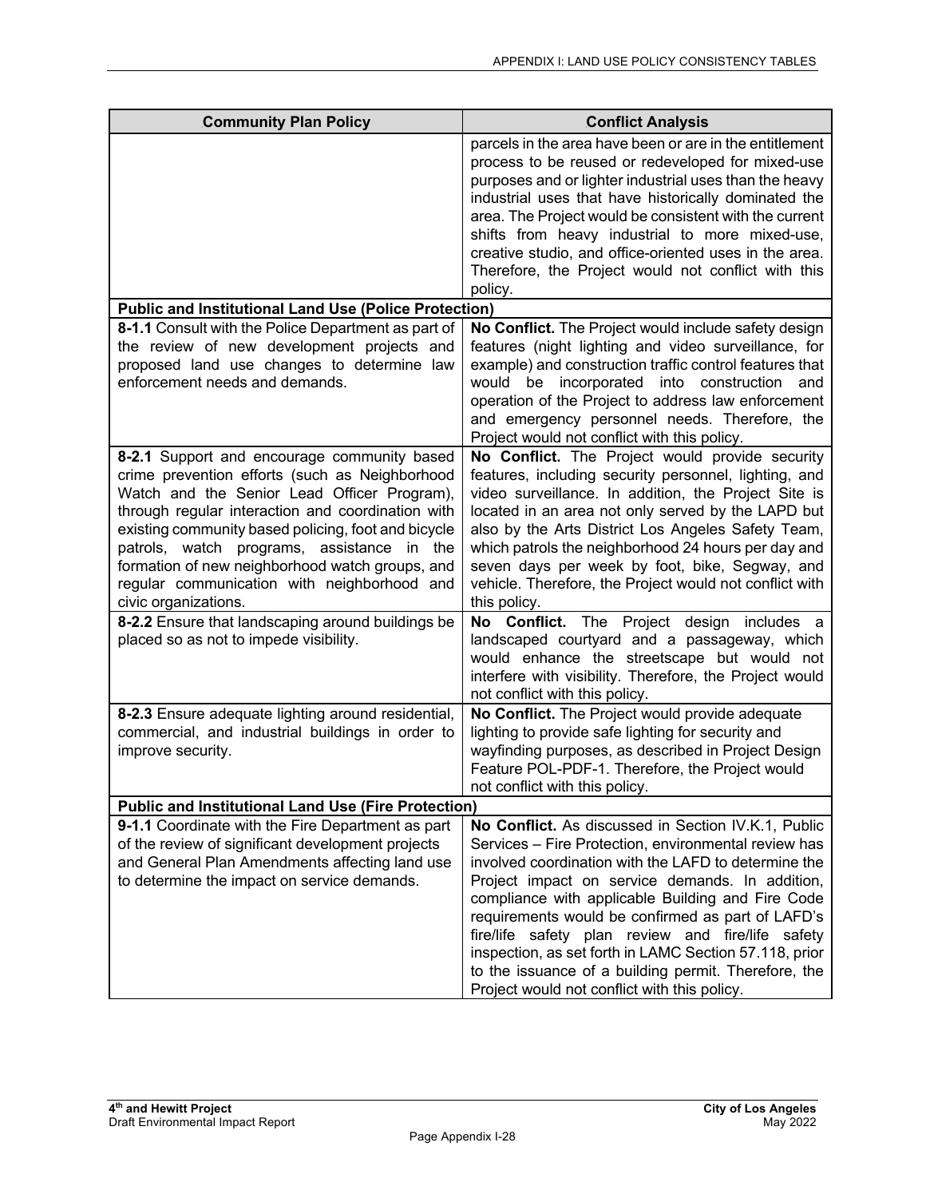| Community Plan Policy | Conflict Analysis |
|---|---|
| | parcels in the area have been or are in the entitlement process to be reused or redeveloped for mixed-use purposes and or lighter industrial uses than the heavy industrial uses that have historically dominated the area. The Project would be consistent with the current shifts from heavy industrial to more mixed-use, creative studio, and office-oriented uses in the area. Therefore, the Project would not conflict with this policy. |
| **Public and Institutional Land Use (Police Protection)** | |
| **8-1.1** Consult with the Police Department as part of the review of new development projects and proposed land use changes to determine law enforcement needs and demands. | **No Conflict.** The Project would include safety design features (night lighting and video surveillance, for example) and construction traffic control features that would be incorporated into construction and operation of the Project to address law enforcement and emergency personnel needs. Therefore, the Project would not conflict with this policy. |
| **8-2.1** Support and encourage community based crime prevention efforts (such as Neighborhood Watch and the Senior Lead Officer Program), through regular interaction and coordination with existing community based policing, foot and bicycle patrols, watch programs, assistance in the formation of new neighborhood watch groups, and regular communication with neighborhood and civic organizations. | **No Conflict.** The Project would provide security features, including security personnel, lighting, and video surveillance. In addition, the Project Site is located in an area not only served by the LAPD but also by the Arts District Los Angeles Safety Team, which patrols the neighborhood 24 hours per day and seven days per week by foot, bike, Segway, and vehicle. Therefore, the Project would not conflict with this policy. |
| **8-2.2** Ensure that landscaping around buildings be placed so as not to impede visibility. | **No Conflict.** The Project design includes a landscaped courtyard and a passageway, which would enhance the streetscape but would not interfere with visibility. Therefore, the Project would not conflict with this policy. |
| **8-2.3** Ensure adequate lighting around residential, commercial, and industrial buildings in order to improve security. | **No Conflict.** The Project would provide adequate lighting to provide safe lighting for security and wayfinding purposes, as described in Project Design Feature POL-PDF-1. Therefore, the Project would not conflict with this policy. |
| **Public and Institutional Land Use (Fire Protection)** | |
| **9-1.1** Coordinate with the Fire Department as part of the review of significant development projects and General Plan Amendments affecting land use to determine the impact on service demands. | **No Conflict.** As discussed in Section IV.K.1, Public Services – Fire Protection, environmental review has involved coordination with the LAFD to determine the Project impact on service demands. In addition, compliance with applicable Building and Fire Code requirements would be confirmed as part of LAFD's fire/life safety plan review and fire/life safety inspection, as set forth in LAMC Section 57.118, prior to the issuance of a building permit. Therefore, the Project would not conflict with this policy. |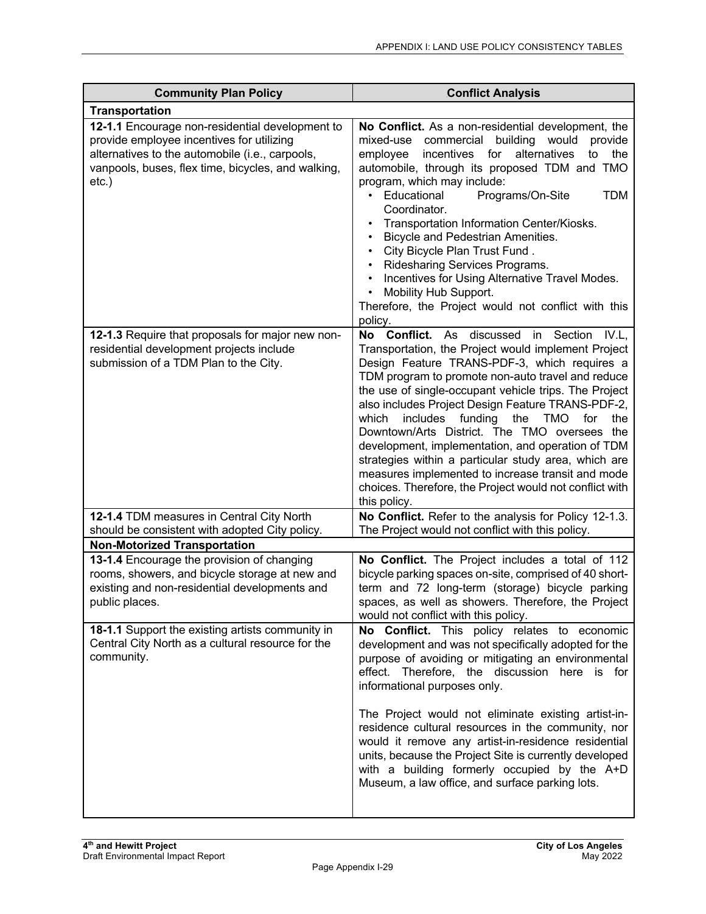| Community Plan Policy | Conflict Analysis |
|---|---|
| **Transportation** | |
| **12-1.1** Encourage non-residential development to provide employee incentives for utilizing alternatives to the automobile (i.e., carpools, vanpools, buses, flex time, bicycles, and walking, etc.) | **No Conflict.** As a non-residential development, the mixed-use commercial building would provide employee incentives for alternatives to the automobile, through its proposed TDM and TMO program, which may include:<br>• Educational Programs/On-Site TDM Coordinator.<br>• Transportation Information Center/Kiosks.<br>• Bicycle and Pedestrian Amenities.<br>• City Bicycle Plan Trust Fund .<br>• Ridesharing Services Programs.<br>• Incentives for Using Alternative Travel Modes.<br>• Mobility Hub Support.<br>Therefore, the Project would not conflict with this policy. |
| **12-1.3** Require that proposals for major new non-residential development projects include submission of a TDM Plan to the City. | **No Conflict.** As discussed in Section IV.L, Transportation, the Project would implement Project Design Feature TRANS-PDF-3, which requires a TDM program to promote non-auto travel and reduce the use of single-occupant vehicle trips. The Project also includes Project Design Feature TRANS-PDF-2, which includes funding the TMO for the Downtown/Arts District. The TMO oversees the development, implementation, and operation of TDM strategies within a particular study area, which are measures implemented to increase transit and mode choices. Therefore, the Project would not conflict with this policy. |
| **12-1.4** TDM measures in Central City North should be consistent with adopted City policy. | **No Conflict.** Refer to the analysis for Policy 12-1.3. The Project would not conflict with this policy. |
| **Non-Motorized Transportation** | |
| **13-1.4** Encourage the provision of changing rooms, showers, and bicycle storage at new and existing and non-residential developments and public places. | **No Conflict.** The Project includes a total of 112 bicycle parking spaces on-site, comprised of 40 short-term and 72 long-term (storage) bicycle parking spaces, as well as showers. Therefore, the Project would not conflict with this policy. |
| **18-1.1** Support the existing artists community in Central City North as a cultural resource for the community. | **No Conflict.** This policy relates to economic development and was not specifically adopted for the purpose of avoiding or mitigating an environmental effect. Therefore, the discussion here is for informational purposes only.<br><br>The Project would not eliminate existing artist-in-residence cultural resources in the community, nor would it remove any artist-in-residence residential units, because the Project Site is currently developed with a building formerly occupied by the A+D Museum, a law office, and surface parking lots. |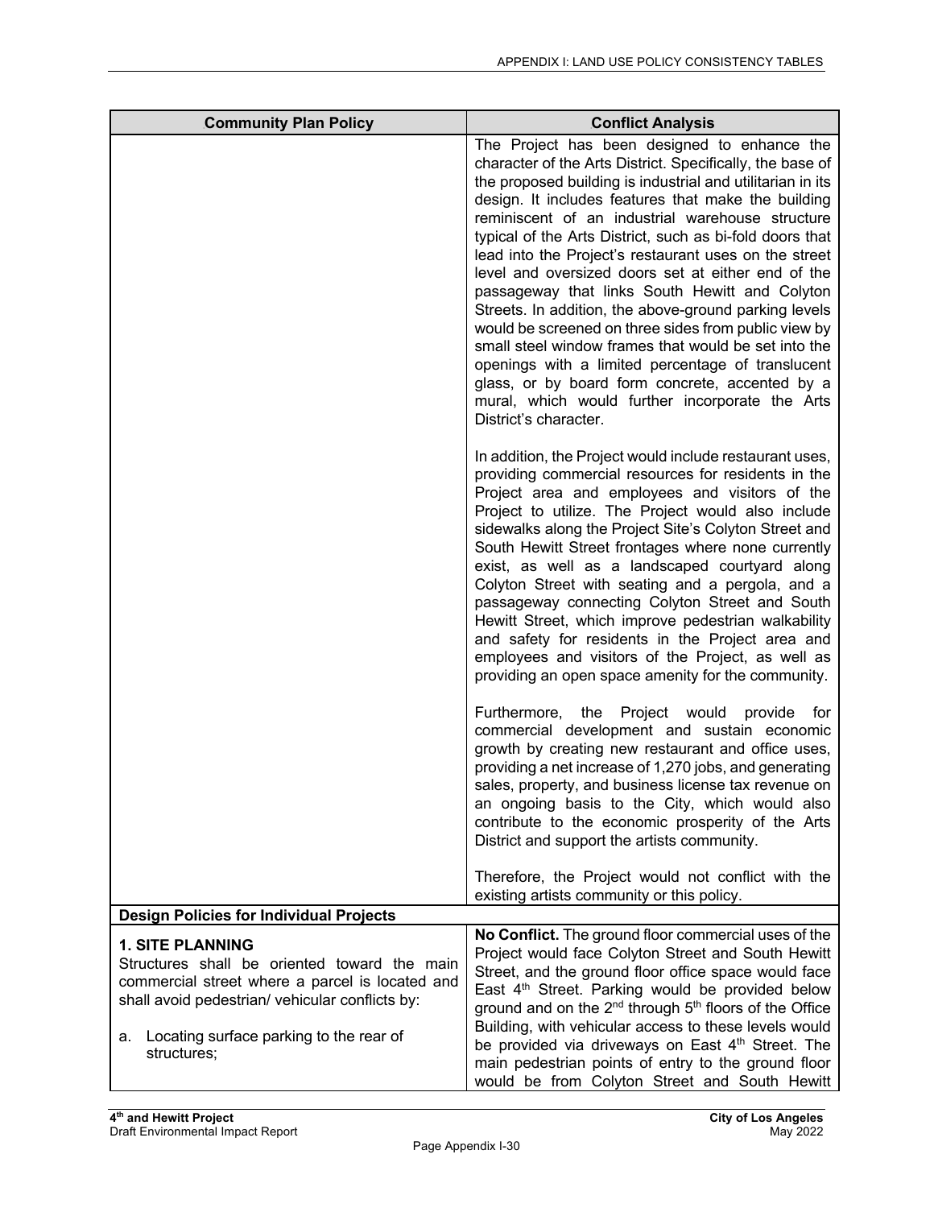| Community Plan Policy | Conflict Analysis |
|---|---|
| | The Project has been designed to enhance the character of the Arts District. Specifically, the base of the proposed building is industrial and utilitarian in its design. It includes features that make the building reminiscent of an industrial warehouse structure typical of the Arts District, such as bi-fold doors that lead into the Project's restaurant uses on the street level and oversized doors set at either end of the passageway that links South Hewitt and Colyton Streets. In addition, the above-ground parking levels would be screened on three sides from public view by small steel window frames that would be set into the openings with a limited percentage of translucent glass, or by board form concrete, accented by a mural, which would further incorporate the Arts District's character.<br><br>In addition, the Project would include restaurant uses, providing commercial resources for residents in the Project area and employees and visitors of the Project to utilize. The Project would also include sidewalks along the Project Site's Colyton Street and South Hewitt Street frontages where none currently exist, as well as a landscaped courtyard along Colyton Street with seating and a pergola, and a passageway connecting Colyton Street and South Hewitt Street, which improve pedestrian walkability and safety for residents in the Project area and employees and visitors of the Project, as well as providing an open space amenity for the community.<br><br>Furthermore, the Project would provide for commercial development and sustain economic growth by creating new restaurant and office uses, providing a net increase of 1,270 jobs, and generating sales, property, and business license tax revenue on an ongoing basis to the City, which would also contribute to the economic prosperity of the Arts District and support the artists community.<br><br>Therefore, the Project would not conflict with the existing artists community or this policy. |
| **Design Policies for Individual Projects** | |
| **1. SITE PLANNING**<br>Structures shall be oriented toward the main commercial street where a parcel is located and shall avoid pedestrian/ vehicular conflicts by:<br><br>a. Locating surface parking to the rear of structures; | **No Conflict.** The ground floor commercial uses of the Project would face Colyton Street and South Hewitt Street, and the ground floor office space would face East 4th Street. Parking would be provided below ground and on the 2nd through 5th floors of the Office Building, with vehicular access to these levels would be provided via driveways on East 4th Street. The main pedestrian points of entry to the ground floor would be from Colyton Street and South Hewitt |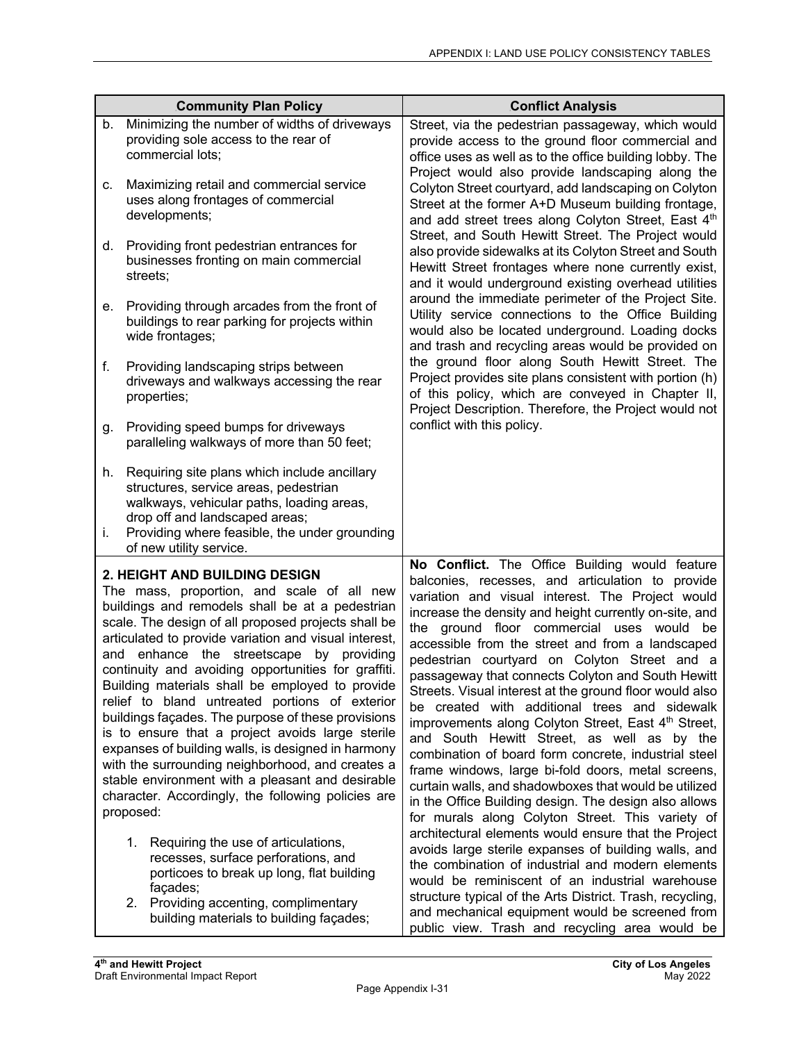| Community Plan Policy | Conflict Analysis |
|---|---|
| b. Minimizing the number of widths of driveways providing sole access to the rear of commercial lots;<br><br>c. Maximizing retail and commercial service uses along frontages of commercial developments;<br><br>d. Providing front pedestrian entrances for businesses fronting on main commercial streets;<br><br>e. Providing through arcades from the front of buildings to rear parking for projects within wide frontages;<br><br>f. Providing landscaping strips between driveways and walkways accessing the rear properties;<br><br>g. Providing speed bumps for driveways paralleling walkways of more than 50 feet;<br><br>h. Requiring site plans which include ancillary structures, service areas, pedestrian walkways, vehicular paths, loading areas, drop off and landscaped areas;<br>i. Providing where feasible, the under grounding of new utility service. | Street, via the pedestrian passageway, which would provide access to the ground floor commercial and office uses as well as to the office building lobby. The Project would also provide landscaping along the Colyton Street courtyard, add landscaping on Colyton Street at the former A+D Museum building frontage, and add street trees along Colyton Street, East 4th Street, and South Hewitt Street. The Project would also provide sidewalks at its Colyton Street and South Hewitt Street frontages where none currently exist, and it would underground existing overhead utilities around the immediate perimeter of the Project Site. Utility service connections to the Office Building would also be located underground. Loading docks and trash and recycling areas would be provided on the ground floor along South Hewitt Street. The Project provides site plans consistent with portion (h) of this policy, which are conveyed in Chapter II, Project Description. Therefore, the Project would not conflict with this policy. |
| **2. HEIGHT AND BUILDING DESIGN**<br>The mass, proportion, and scale of all new buildings and remodels shall be at a pedestrian scale. The design of all proposed projects shall be articulated to provide variation and visual interest, and enhance the streetscape by providing continuity and avoiding opportunities for graffiti. Building materials shall be employed to provide relief to bland untreated portions of exterior buildings façades. The purpose of these provisions is to ensure that a project avoids large sterile expanses of building walls, is designed in harmony with the surrounding neighborhood, and creates a stable environment with a pleasant and desirable character. Accordingly, the following policies are proposed:<br><br>1. Requiring the use of articulations, recesses, surface perforations, and porticoes to break up long, flat building façades;<br>2. Providing accenting, complimentary building materials to building façades; | **No Conflict.** The Office Building would feature balconies, recesses, and articulation to provide variation and visual interest. The Project would increase the density and height currently on-site, and the ground floor commercial uses would be accessible from the street and from a landscaped pedestrian courtyard on Colyton Street and a passageway that connects Colyton and South Hewitt Streets. Visual interest at the ground floor would also be created with additional trees and sidewalk improvements along Colyton Street, East 4th Street, and South Hewitt Street, as well as by the combination of board form concrete, industrial steel frame windows, large bi-fold doors, metal screens, curtain walls, and shadowboxes that would be utilized in the Office Building design. The design also allows for murals along Colyton Street. This variety of architectural elements would ensure that the Project avoids large sterile expanses of building walls, and the combination of industrial and modern elements would be reminiscent of an industrial warehouse structure typical of the Arts District. Trash, recycling, and mechanical equipment would be screened from public view. Trash and recycling area would be |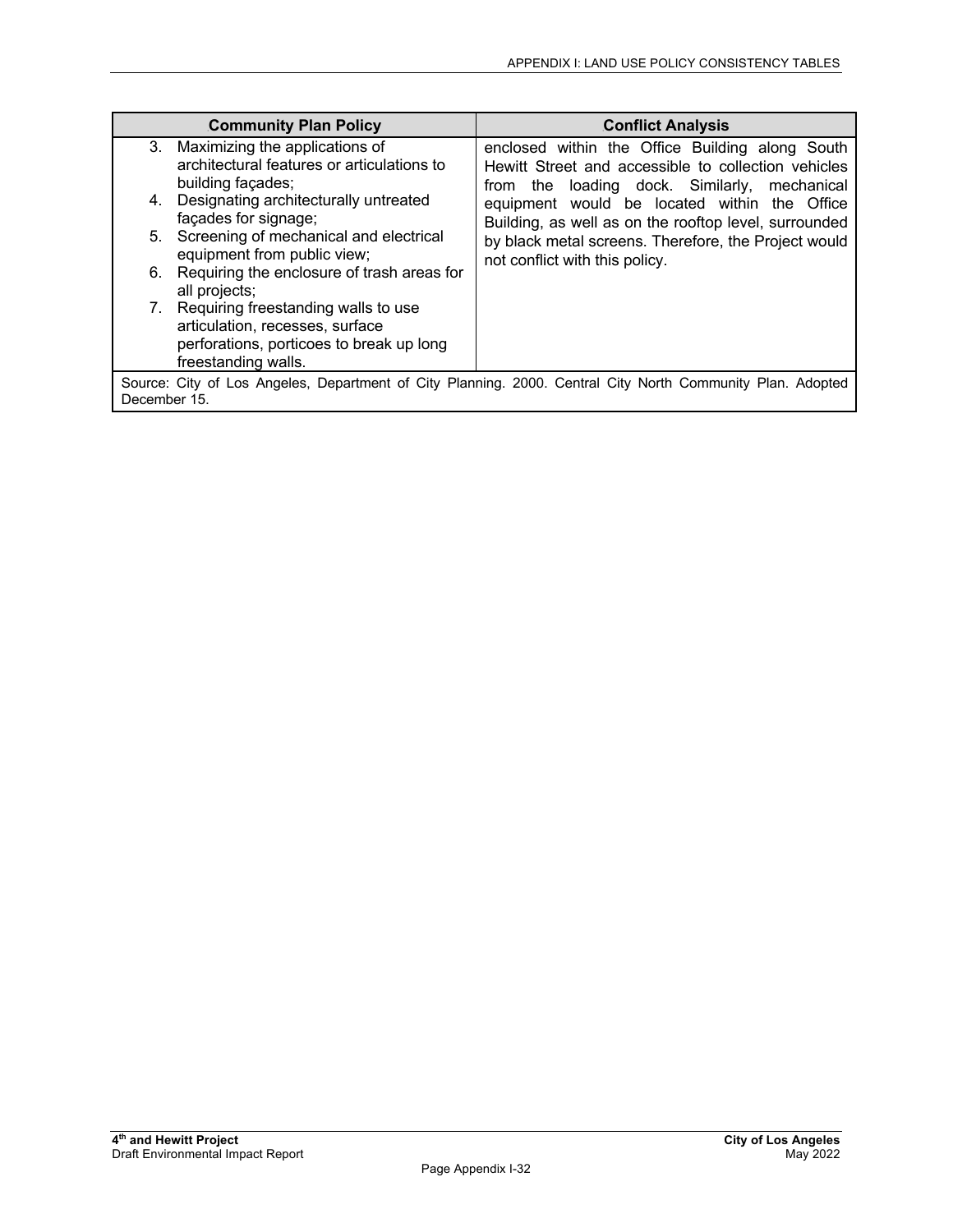| Community Plan Policy | Conflict Analysis |
|---|---|
| 3. Maximizing the applications of architectural features or articulations to building façades;<br>4. Designating architecturally untreated façades for signage;<br>5. Screening of mechanical and electrical equipment from public view;<br>6. Requiring the enclosure of trash areas for all projects;<br>7. Requiring freestanding walls to use articulation, recesses, surface perforations, porticoes to break up long freestanding walls. | enclosed within the Office Building along South Hewitt Street and accessible to collection vehicles from the loading dock. Similarly, mechanical equipment would be located within the Office Building, as well as on the rooftop level, surrounded by black metal screens. Therefore, the Project would not conflict with this policy. |
| Source: City of Los Angeles, Department of City Planning. 2000. Central City North Community Plan. Adopted December 15. | |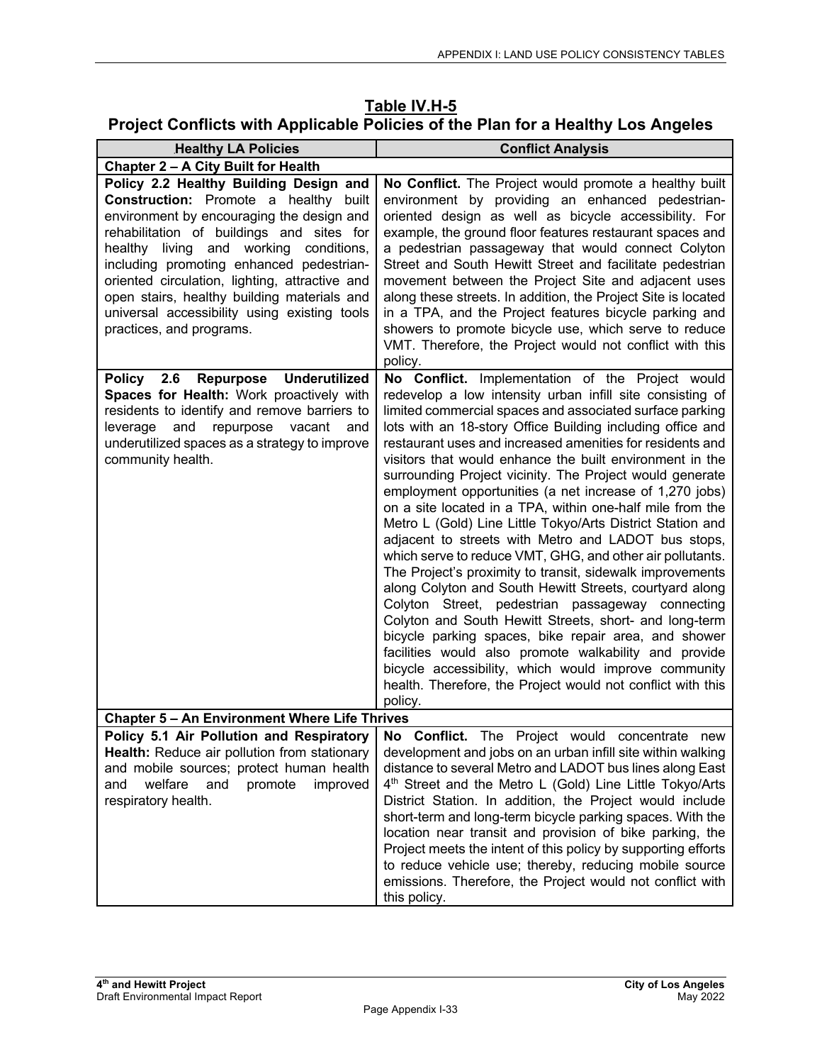**Table IV.H-5**
**Project Conflicts with Applicable Policies of the Plan for a Healthy Los Angeles**

| Healthy LA Policies | Conflict Analysis |
|---|---|
| **Chapter 2 – A City Built for Health** | |
| **Policy 2.2 Healthy Building Design and Construction:** Promote a healthy built environment by encouraging the design and rehabilitation of buildings and sites for healthy living and working conditions, including promoting enhanced pedestrian-oriented circulation, lighting, attractive and open stairs, healthy building materials and universal accessibility using existing tools practices, and programs. | **No Conflict.** The Project would promote a healthy built environment by providing an enhanced pedestrian-oriented design as well as bicycle accessibility. For example, the ground floor features restaurant spaces and a pedestrian passageway that would connect Colyton Street and South Hewitt Street and facilitate pedestrian movement between the Project Site and adjacent uses along these streets. In addition, the Project Site is located in a TPA, and the Project features bicycle parking and showers to promote bicycle use, which serve to reduce VMT. Therefore, the Project would not conflict with this policy. |
| **Policy 2.6 Repurpose Underutilized Spaces for Health:** Work proactively with residents to identify and remove barriers to leverage and repurpose vacant and underutilized spaces as a strategy to improve community health. | **No Conflict.** Implementation of the Project would redevelop a low intensity urban infill site consisting of limited commercial spaces and associated surface parking lots with an 18-story Office Building including office and restaurant uses and increased amenities for residents and visitors that would enhance the built environment in the surrounding Project vicinity. The Project would generate employment opportunities (a net increase of 1,270 jobs) on a site located in a TPA, within one-half mile from the Metro L (Gold) Line Little Tokyo/Arts District Station and adjacent to streets with Metro and LADOT bus stops, which serve to reduce VMT, GHG, and other air pollutants. The Project's proximity to transit, sidewalk improvements along Colyton and South Hewitt Streets, courtyard along Colyton Street, pedestrian passageway connecting Colyton and South Hewitt Streets, short- and long-term bicycle parking spaces, bike repair area, and shower facilities would also promote walkability and provide bicycle accessibility, which would improve community health. Therefore, the Project would not conflict with this policy. |
| **Chapter 5 – An Environment Where Life Thrives** | |
| **Policy 5.1 Air Pollution and Respiratory Health:** Reduce air pollution from stationary and mobile sources; protect human health and welfare and promote improved respiratory health. | **No Conflict.** The Project would concentrate new development and jobs on an urban infill site within walking distance to several Metro and LADOT bus lines along East 4th Street and the Metro L (Gold) Line Little Tokyo/Arts District Station. In addition, the Project would include short-term and long-term bicycle parking spaces. With the location near transit and provision of bike parking, the Project meets the intent of this policy by supporting efforts to reduce vehicle use; thereby, reducing mobile source emissions. Therefore, the Project would not conflict with this policy. |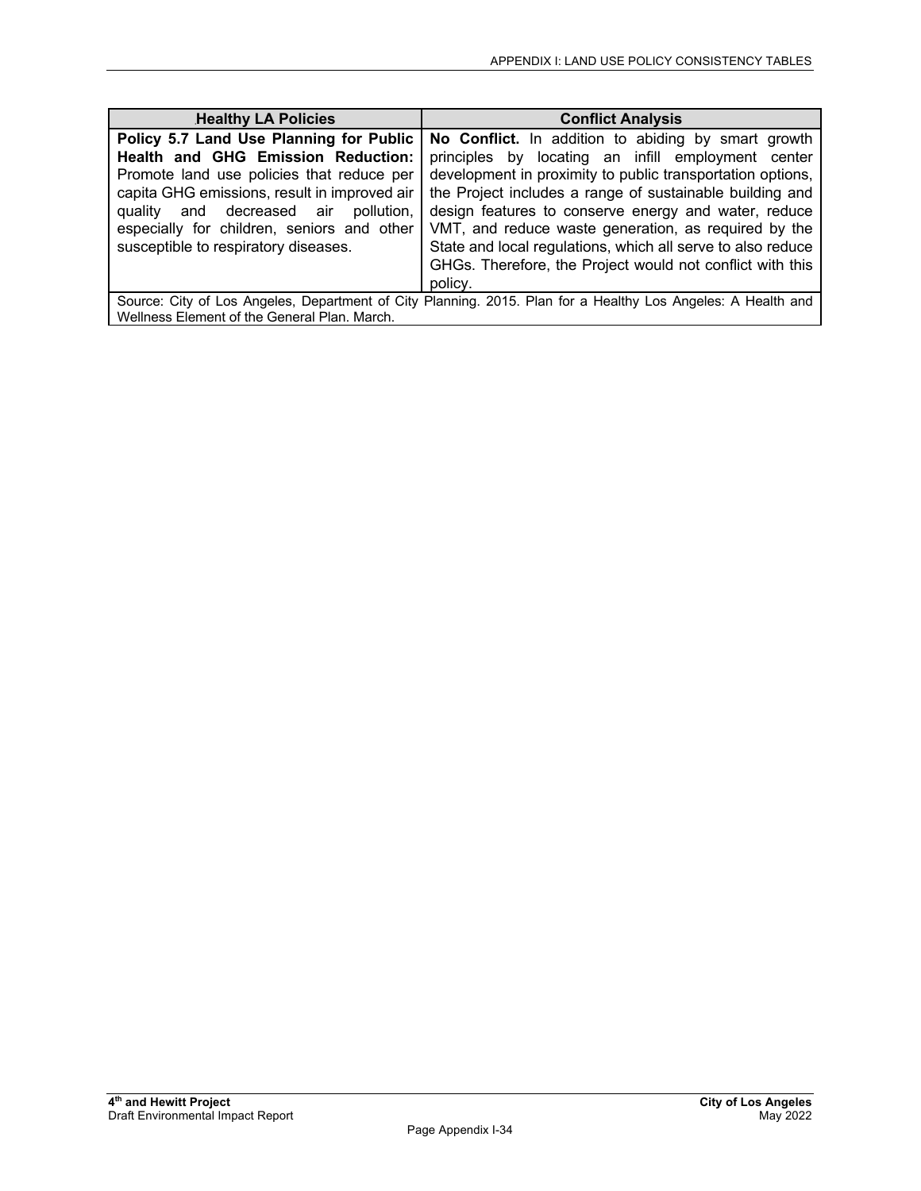| Healthy LA Policies | Conflict Analysis |
| --- | --- |
| **Policy 5.7 Land Use Planning for Public Health and GHG Emission Reduction:** Promote land use policies that reduce per capita GHG emissions, result in improved air quality and decreased air pollution, especially for children, seniors and other susceptible to respiratory diseases. | **No Conflict.** In addition to abiding by smart growth principles by locating an infill employment center development in proximity to public transportation options, the Project includes a range of sustainable building and design features to conserve energy and water, reduce VMT, and reduce waste generation, as required by the State and local regulations, which all serve to also reduce GHGs. Therefore, the Project would not conflict with this policy. |

Source: City of Los Angeles, Department of City Planning. 2015. Plan for a Healthy Los Angeles: A Health and Wellness Element of the General Plan. March.